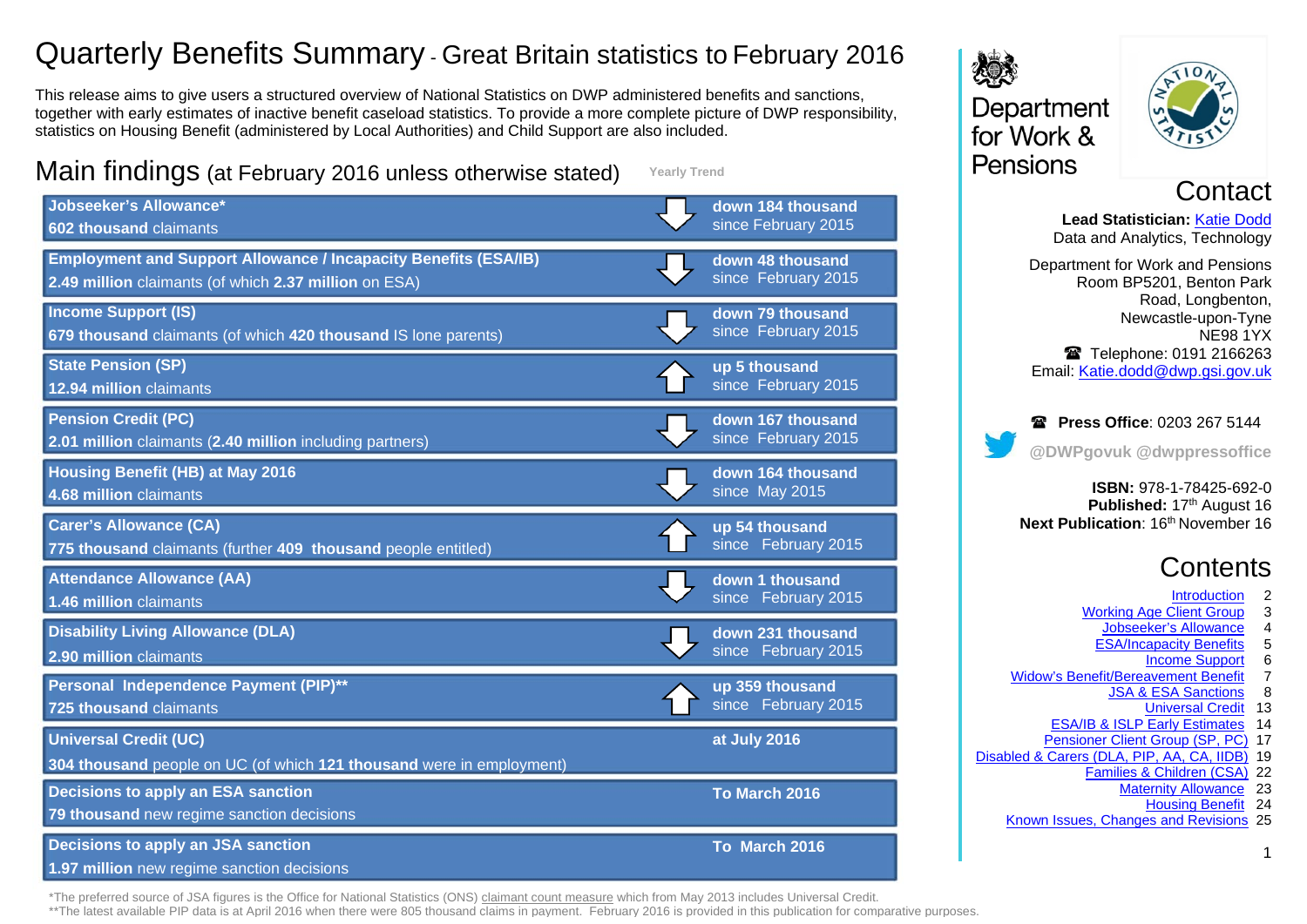# Quarterly Benefits Summary - Great Britain statistics to February 2016

This release aims to give users a structured overview of National Statistics on DWP administered benefits and sanctions, together with early estimates of inactive benefit caseload statistics. To provide a more complete picture of DWP responsibility, statistics on Housing Benefit (administered by Local Authorities) and Child Support are also included.

## Main findings (at February 2016 unless otherwise stated)

| Benefit | Yearly Trend |
|---|---|
| **Jobseeker's Allowance*** <br> **602 thousand** claimants | **down 184 thousand** since February 2015 |
| **Employment and Support Allowance / Incapacity Benefits (ESA/IB)** <br> **2.49 million** claimants (of which **2.37 million** on ESA) | **down 48 thousand** since February 2015 |
| **Income Support (IS)** <br> **679 thousand** claimants (of which **420 thousand** IS lone parents) | **down 79 thousand** since February 2015 |
| **State Pension (SP)** <br> **12.94 million** claimants | **up 5 thousand** since February 2015 |
| **Pension Credit (PC)** <br> **2.01 million** claimants (**2.40 million** including partners) | **down 167 thousand** since February 2015 |
| **Housing Benefit (HB) at May 2016** <br> **4.68 million** claimants | **down 164 thousand** since May 2015 |
| **Carer's Allowance (CA)** <br> **775 thousand** claimants (further **409 thousand** people entitled) | **up 54 thousand** since February 2015 |
| **Attendance Allowance (AA)** <br> **1.46 million** claimants | **down 1 thousand** since February 2015 |
| **Disability Living Allowance (DLA)** <br> **2.90 million** claimants | **down 231 thousand** since February 2015 |
| **Personal Independence Payment (PIP)**** <br> **725 thousand** claimants | **up 359 thousand** since February 2015 |
| **Universal Credit (UC)** <br> **304 thousand** people on UC (of which **121 thousand** were in employment) | **at July 2016** |
| **Decisions to apply an ESA sanction** <br> **79 thousand** new regime sanction decisions | **To March 2016** |
| **Decisions to apply an JSA sanction** <br> **1.97 million** new regime sanction decisions | **To March 2016** |

*The preferred source of JSA figures is the Office for National Statistics (ONS) claimant count measure which from May 2013 includes Universal Credit.
**The latest available PIP data is at April 2016 when there were 805 thousand claims in payment. February 2016 is provided in this publication for comparative purposes.

Department for Work & Pensions

## Contact

**Lead Statistician:** Katie Dodd
Data and Analytics, Technology

Department for Work and Pensions
Room BP5201, Benton Park Road, Longbenton, Newcastle-upon-Tyne
NE98 1YX
☎ Telephone: 0191 2166263
Email: Katie.dodd@dwp.gsi.gov.uk

☎ **Press Office**: 0203 267 5144

@DWPgovuk @dwppressoffice

**ISBN:** 978-1-78425-692-0
**Published:** 17th August 16
**Next Publication**: 16th November 16

## Contents

| Section | Page |
|---|---|
| Introduction | 2 |
| Working Age Client Group | 3 |
| Jobseeker's Allowance | 4 |
| ESA/Incapacity Benefits | 5 |
| Income Support | 6 |
| Widow's Benefit/Bereavement Benefit | 7 |
| JSA & ESA Sanctions | 8 |
| Universal Credit | 13 |
| ESA/IB & ISLP Early Estimates | 14 |
| Pensioner Client Group (SP, PC) | 17 |
| Disabled & Carers (DLA, PIP, AA, CA, IIDB) | 19 |
| Families & Children (CSA) | 22 |
| Maternity Allowance | 23 |
| Housing Benefit | 24 |
| Known Issues, Changes and Revisions | 25 |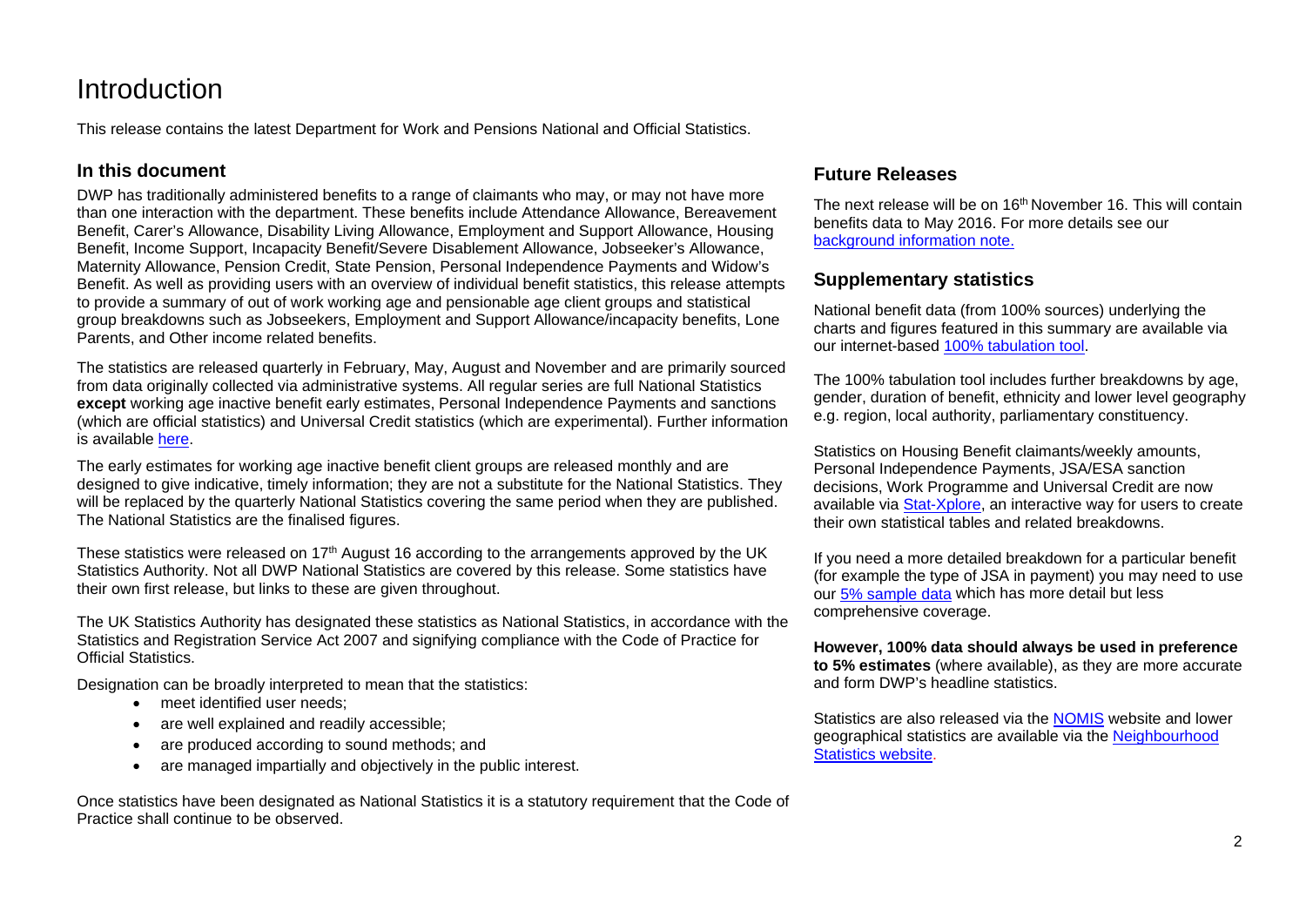# Introduction

This release contains the latest Department for Work and Pensions National and Official Statistics.

## In this document

DWP has traditionally administered benefits to a range of claimants who may, or may not have more than one interaction with the department. These benefits include Attendance Allowance, Bereavement Benefit, Carer's Allowance, Disability Living Allowance, Employment and Support Allowance, Housing Benefit, Income Support, Incapacity Benefit/Severe Disablement Allowance, Jobseeker's Allowance, Maternity Allowance, Pension Credit, State Pension, Personal Independence Payments and Widow's Benefit. As well as providing users with an overview of individual benefit statistics, this release attempts to provide a summary of out of work working age and pensionable age client groups and statistical group breakdowns such as Jobseekers, Employment and Support Allowance/incapacity benefits, Lone Parents, and Other income related benefits.

The statistics are released quarterly in February, May, August and November and are primarily sourced from data originally collected via administrative systems. All regular series are full National Statistics **except** working age inactive benefit early estimates, Personal Independence Payments and sanctions (which are official statistics) and Universal Credit statistics (which are experimental). Further information is available here.

The early estimates for working age inactive benefit client groups are released monthly and are designed to give indicative, timely information; they are not a substitute for the National Statistics. They will be replaced by the quarterly National Statistics covering the same period when they are published. The National Statistics are the finalised figures.

These statistics were released on 17th August 16 according to the arrangements approved by the UK Statistics Authority. Not all DWP National Statistics are covered by this release. Some statistics have their own first release, but links to these are given throughout.

The UK Statistics Authority has designated these statistics as National Statistics, in accordance with the Statistics and Registration Service Act 2007 and signifying compliance with the Code of Practice for Official Statistics.

Designation can be broadly interpreted to mean that the statistics:

- meet identified user needs;
- are well explained and readily accessible;
- are produced according to sound methods; and
- are managed impartially and objectively in the public interest.

Once statistics have been designated as National Statistics it is a statutory requirement that the Code of Practice shall continue to be observed.

## Future Releases

The next release will be on 16th November 16. This will contain benefits data to May 2016. For more details see our background information note.

## Supplementary statistics

National benefit data (from 100% sources) underlying the charts and figures featured in this summary are available via our internet-based 100% tabulation tool.

The 100% tabulation tool includes further breakdowns by age, gender, duration of benefit, ethnicity and lower level geography e.g. region, local authority, parliamentary constituency.

Statistics on Housing Benefit claimants/weekly amounts, Personal Independence Payments, JSA/ESA sanction decisions, Work Programme and Universal Credit are now available via Stat-Xplore, an interactive way for users to create their own statistical tables and related breakdowns.

If you need a more detailed breakdown for a particular benefit (for example the type of JSA in payment) you may need to use our 5% sample data which has more detail but less comprehensive coverage.

**However, 100% data should always be used in preference to 5% estimates** (where available), as they are more accurate and form DWP's headline statistics.

Statistics are also released via the NOMIS website and lower geographical statistics are available via the Neighbourhood Statistics website.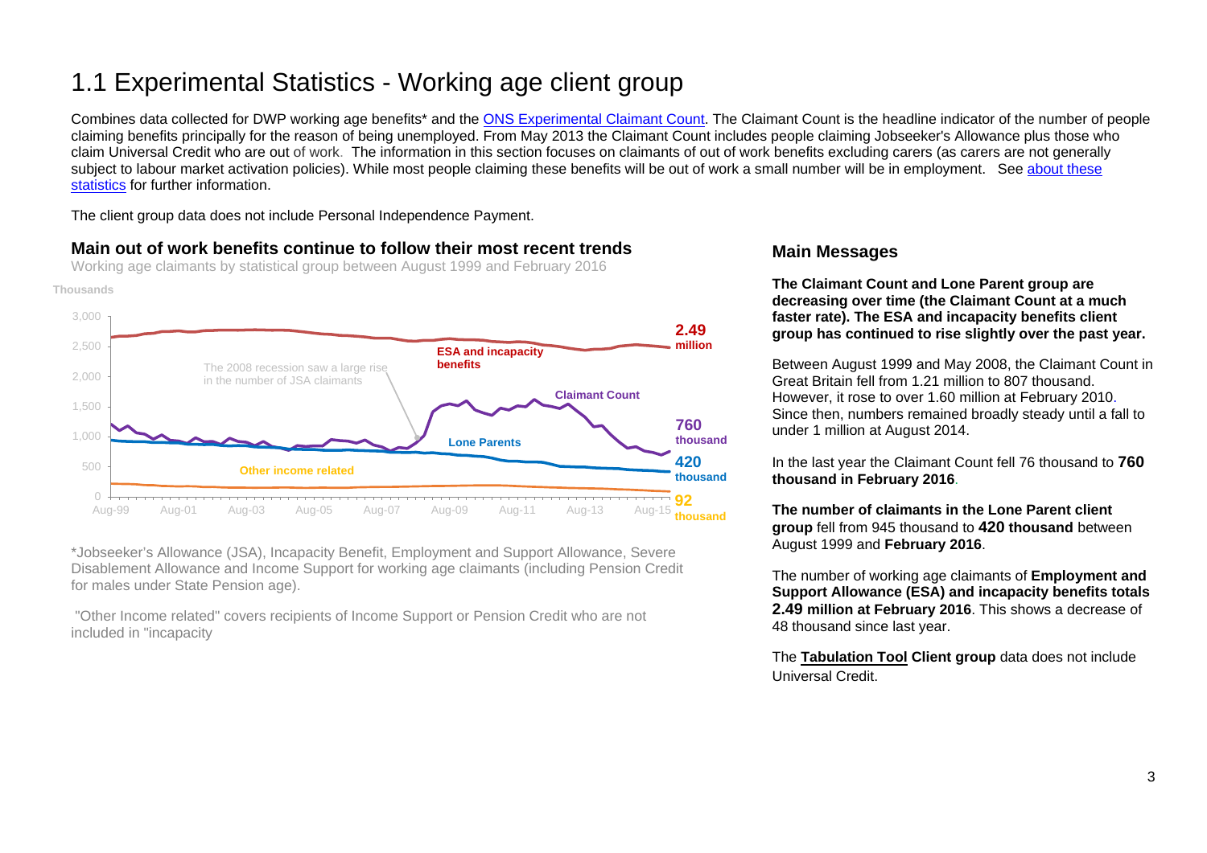# 1.1 Experimental Statistics - Working age client group

Combines data collected for DWP working age benefits* and the ONS Experimental Claimant Count. The Claimant Count is the headline indicator of the number of people claiming benefits principally for the reason of being unemployed. From May 2013 the Claimant Count includes people claiming Jobseeker's Allowance plus those who claim Universal Credit who are out of work. The information in this section focuses on claimants of out of work benefits excluding carers (as carers are not generally subject to labour market activation policies). While most people claiming these benefits will be out of work a small number will be in employment. See about these statistics for further information.

The client group data does not include Personal Independence Payment.

## Main out of work benefits continue to follow their most recent trends

Working age claimants by statistical group between August 1999 and February 2016

Thousands

3,000
2,500
2,000
1,500
1,000
500
0

Aug-99 Aug-01 Aug-03 Aug-05 Aug-07 Aug-09 Aug-11 Aug-13 Aug-15

ESA and incapacity benefits — **2.49 million**

Claimant Count — **760 thousand**

Lone Parents — **420 thousand**

Other income related — **92 thousand**

The 2008 recession saw a large rise in the number of JSA claimants

*Jobseeker's Allowance (JSA), Incapacity Benefit, Employment and Support Allowance, Severe Disablement Allowance and Income Support for working age claimants (including Pension Credit for males under State Pension age).

"Other Income related" covers recipients of Income Support or Pension Credit who are not included in "incapacity

## Main Messages

**The Claimant Count and Lone Parent group are decreasing over time (the Claimant Count at a much faster rate). The ESA and incapacity benefits client group has continued to rise slightly over the past year.**

Between August 1999 and May 2008, the Claimant Count in Great Britain fell from 1.21 million to 807 thousand. However, it rose to over 1.60 million at February 2010. Since then, numbers remained broadly steady until a fall to under 1 million at August 2014.

In the last year the Claimant Count fell 76 thousand to **760 thousand in February 2016**.

**The number of claimants in the Lone Parent client group** fell from 945 thousand to **420 thousand** between August 1999 and **February 2016**.

The number of working age claimants of **Employment and Support Allowance (ESA) and incapacity benefits totals 2.49 million at February 2016**. This shows a decrease of 48 thousand since last year.

The **Tabulation Tool Client group** data does not include Universal Credit.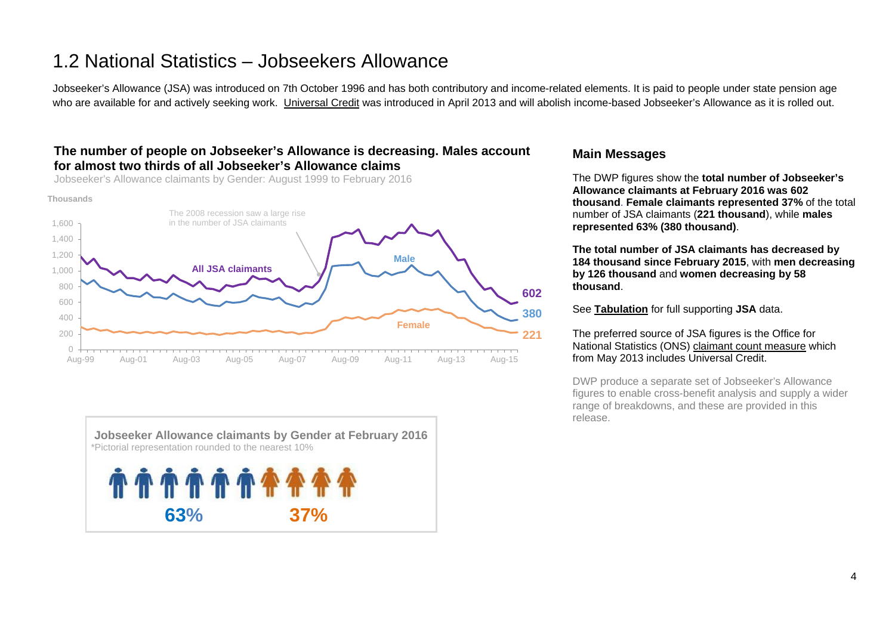# 1.2 National Statistics – Jobseekers Allowance

Jobseeker's Allowance (JSA) was introduced on 7th October 1996 and has both contributory and income-related elements. It is paid to people under state pension age who are available for and actively seeking work. Universal Credit was introduced in April 2013 and will abolish income-based Jobseeker's Allowance as it is rolled out.

### The number of people on Jobseeker's Allowance is decreasing. Males account for almost two thirds of all Jobseeker's Allowance claims

Jobseeker's Allowance claimants by Gender: August 1999 to February 2016

Thousands

The 2008 recession saw a large rise in the number of JSA claimants

All JSA claimants: 602
Male: 380
Female: 221

**Jobseeker Allowance claimants by Gender at February 2016**

*Pictorial representation rounded to the nearest 10%

63% 37%

## Main Messages

The DWP figures show the **total number of Jobseeker's Allowance claimants at February 2016 was 602 thousand**. **Female claimants represented 37%** of the total number of JSA claimants (**221 thousand**), while **males represented 63% (380 thousand)**.

**The total number of JSA claimants has decreased by 184 thousand since February 2015**, with **men decreasing by 126 thousand** and **women decreasing by 58 thousand**.

See **Tabulation** for full supporting **JSA** data.

The preferred source of JSA figures is the Office for National Statistics (ONS) claimant count measure which from May 2013 includes Universal Credit.

DWP produce a separate set of Jobseeker's Allowance figures to enable cross-benefit analysis and supply a wider range of breakdowns, and these are provided in this release.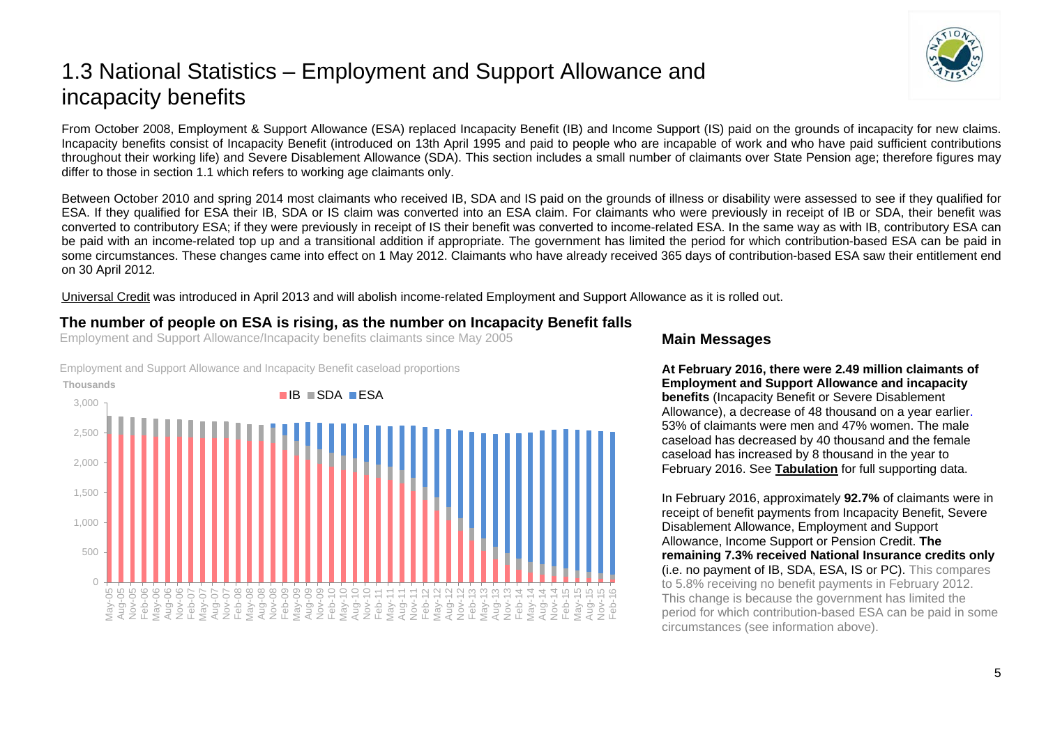# 1.3 National Statistics – Employment and Support Allowance and incapacity benefits

From October 2008, Employment & Support Allowance (ESA) replaced Incapacity Benefit (IB) and Income Support (IS) paid on the grounds of incapacity for new claims. Incapacity benefits consist of Incapacity Benefit (introduced on 13th April 1995 and paid to people who are incapable of work and who have paid sufficient contributions throughout their working life) and Severe Disablement Allowance (SDA). This section includes a small number of claimants over State Pension age; therefore figures may differ to those in section 1.1 which refers to working age claimants only.

Between October 2010 and spring 2014 most claimants who received IB, SDA and IS paid on the grounds of illness or disability were assessed to see if they qualified for ESA. If they qualified for ESA their IB, SDA or IS claim was converted into an ESA claim. For claimants who were previously in receipt of IB or SDA, their benefit was converted to contributory ESA; if they were previously in receipt of IS their benefit was converted to income-related ESA. In the same way as with IB, contributory ESA can be paid with an income-related top up and a transitional addition if appropriate. The government has limited the period for which contribution-based ESA can be paid in some circumstances. These changes came into effect on 1 May 2012. Claimants who have already received 365 days of contribution-based ESA saw their entitlement end on 30 April 2012.

Universal Credit was introduced in April 2013 and will abolish income-related Employment and Support Allowance as it is rolled out.

### The number of people on ESA is rising, as the number on Incapacity Benefit falls

Employment and Support Allowance/Incapacity benefits claimants since May 2005

Employment and Support Allowance and Incapacity Benefit caseload proportions

### Main Messages

**At February 2016, there were 2.49 million claimants of Employment and Support Allowance and incapacity benefits** (Incapacity Benefit or Severe Disablement Allowance), a decrease of 48 thousand on a year earlier. 53% of claimants were men and 47% women. The male caseload has decreased by 40 thousand and the female caseload has increased by 8 thousand in the year to February 2016. See **Tabulation** for full supporting data.

In February 2016, approximately **92.7%** of claimants were in receipt of benefit payments from Incapacity Benefit, Severe Disablement Allowance, Employment and Support Allowance, Income Support or Pension Credit. **The remaining 7.3% received National Insurance credits only** (i.e. no payment of IB, SDA, ESA, IS or PC). This compares to 5.8% receiving no benefit payments in February 2012. This change is because the government has limited the period for which contribution-based ESA can be paid in some circumstances (see information above).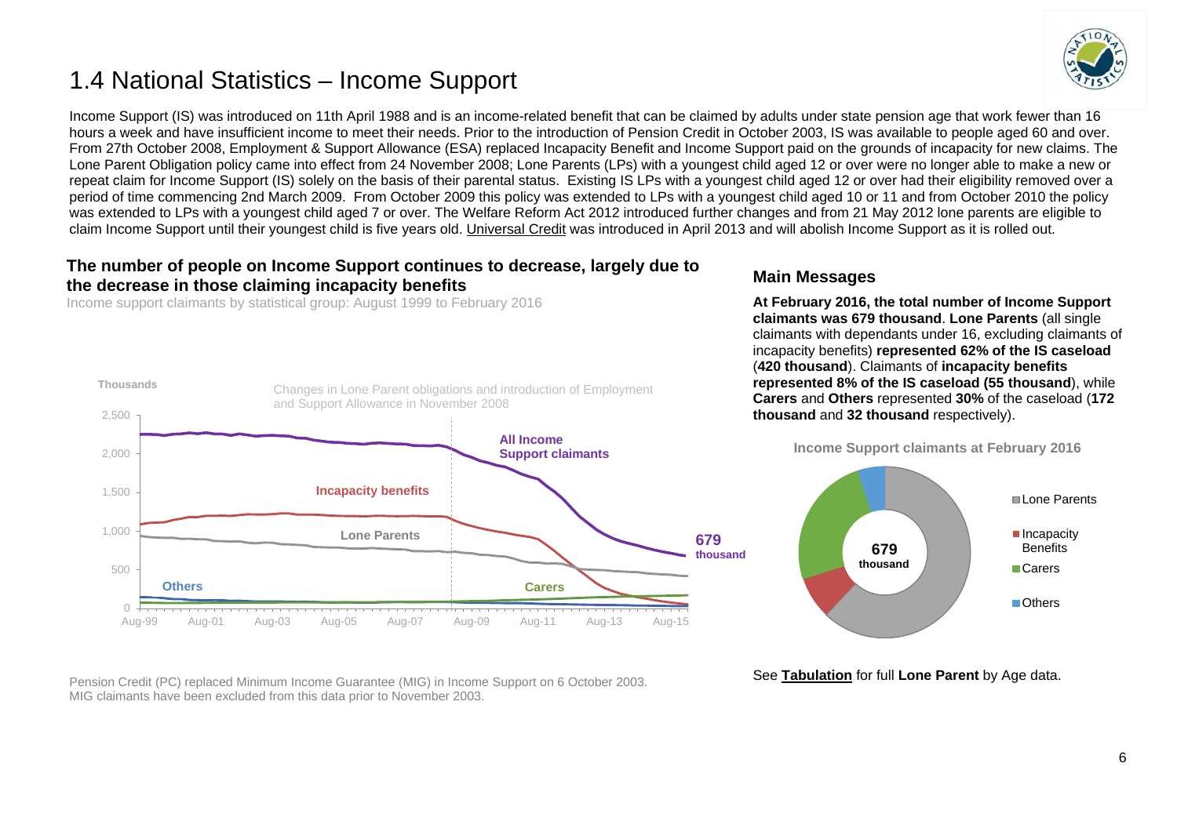# 1.4 National Statistics – Income Support

Income Support (IS) was introduced on 11th April 1988 and is an income-related benefit that can be claimed by adults under state pension age that work fewer than 16 hours a week and have insufficient income to meet their needs. Prior to the introduction of Pension Credit in October 2003, IS was available to people aged 60 and over. From 27th October 2008, Employment & Support Allowance (ESA) replaced Incapacity Benefit and Income Support paid on the grounds of incapacity for new claims. The Lone Parent Obligation policy came into effect from 24 November 2008; Lone Parents (LPs) with a youngest child aged 12 or over were no longer able to make a new or repeat claim for Income Support (IS) solely on the basis of their parental status. Existing IS LPs with a youngest child aged 12 or over had their eligibility removed over a period of time commencing 2nd March 2009. From October 2009 this policy was extended to LPs with a youngest child aged 10 or 11 and from October 2010 the policy was extended to LPs with a youngest child aged 7 or over. The Welfare Reform Act 2012 introduced further changes and from 21 May 2012 lone parents are eligible to claim Income Support until their youngest child is five years old. Universal Credit was introduced in April 2013 and will abolish Income Support as it is rolled out.

## The number of people on Income Support continues to decrease, largely due to the decrease in those claiming incapacity benefits

Income support claimants by statistical group: August 1999 to February 2016

Pension Credit (PC) replaced Minimum Income Guarantee (MIG) in Income Support on 6 October 2003. MIG claimants have been excluded from this data prior to November 2003.

## Main Messages

**At February 2016, the total number of Income Support claimants was 679 thousand**. **Lone Parents** (all single claimants with dependants under 16, excluding claimants of incapacity benefits) **represented 62% of the IS caseload** (**420 thousand**). Claimants of **incapacity benefits represented 8% of the IS caseload (55 thousand**), while **Carers** and **Others** represented **30%** of the caseload (**172 thousand** and **32 thousand** respectively).

**Income Support claimants at February 2016**

See **Tabulation** for full **Lone Parent** by Age data.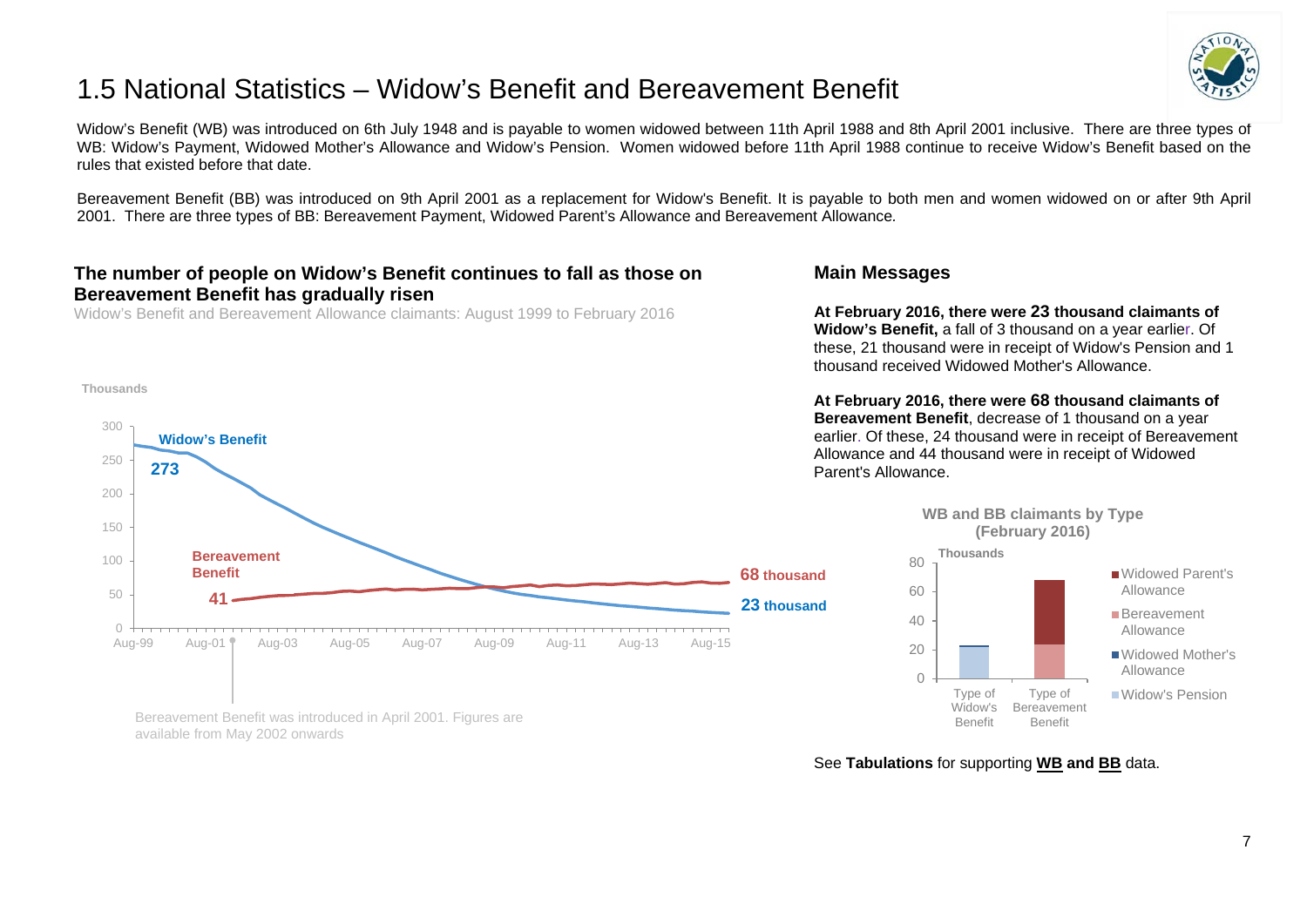# 1.5 National Statistics – Widow's Benefit and Bereavement Benefit

Widow's Benefit (WB) was introduced on 6th July 1948 and is payable to women widowed between 11th April 1988 and 8th April 2001 inclusive. There are three types of WB: Widow's Payment, Widowed Mother's Allowance and Widow's Pension. Women widowed before 11th April 1988 continue to receive Widow's Benefit based on the rules that existed before that date.

Bereavement Benefit (BB) was introduced on 9th April 2001 as a replacement for Widow's Benefit. It is payable to both men and women widowed on or after 9th April 2001. There are three types of BB: Bereavement Payment, Widowed Parent's Allowance and Bereavement Allowance.

## The number of people on Widow's Benefit continues to fall as those on Bereavement Benefit has gradually risen

Widow's Benefit and Bereavement Allowance claimants: August 1999 to February 2016

Thousands

Widow's Benefit: 273 (Aug-99) to 23 thousand (Feb-16)

Bereavement Benefit: 41 (May-02) to 68 thousand (Feb-16)

Bereavement Benefit was introduced in April 2001. Figures are available from May 2002 onwards

## Main Messages

**At February 2016, there were 23 thousand claimants of Widow's Benefit,** a fall of 3 thousand on a year earlier. Of these, 21 thousand were in receipt of Widow's Pension and 1 thousand received Widowed Mother's Allowance.

**At February 2016, there were 68 thousand claimants of Bereavement Benefit**, decrease of 1 thousand on a year earlier. Of these, 24 thousand were in receipt of Bereavement Allowance and 44 thousand were in receipt of Widowed Parent's Allowance.

**WB and BB claimants by Type (February 2016)**

Thousands

Type of Widow's Benefit: Widow's Pension, Widowed Mother's Allowance

Type of Bereavement Benefit: Bereavement Allowance, Widowed Parent's Allowance

See **Tabulations** for supporting **WB and BB** data.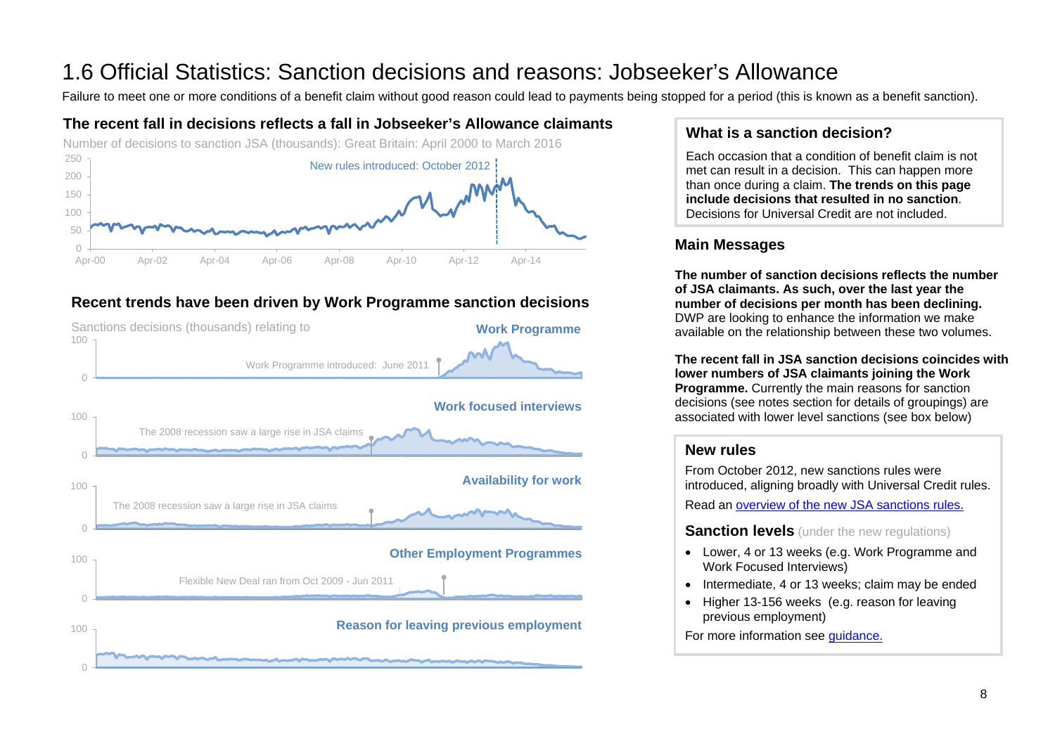# 1.6 Official Statistics: Sanction decisions and reasons: Jobseeker's Allowance

Failure to meet one or more conditions of a benefit claim without good reason could lead to payments being stopped for a period (this is known as a benefit sanction).

## The recent fall in decisions reflects a fall in Jobseeker's Allowance claimants

Number of decisions to sanction JSA (thousands): Great Britain: April 2000 to March 2016

New rules introduced: October 2012

## Recent trends have been driven by Work Programme sanction decisions

Sanctions decisions (thousands) relating to

**Work Programme**

Work Programme introduced: June 2011

**Work focused interviews**

The 2008 recession saw a large rise in JSA claims

**Availability for work**

The 2008 recession saw a large rise in JSA claims

**Other Employment Programmes**

Flexible New Deal ran from Oct 2009 - Jun 2011

**Reason for leaving previous employment**

### What is a sanction decision?

Each occasion that a condition of benefit claim is not met can result in a decision. This can happen more than once during a claim. **The trends on this page include decisions that resulted in no sanction**. Decisions for Universal Credit are not included.

### Main Messages

**The number of sanction decisions reflects the number of JSA claimants. As such, over the last year the number of decisions per month has been declining.** DWP are looking to enhance the information we make available on the relationship between these two volumes.

**The recent fall in JSA sanction decisions coincides with lower numbers of JSA claimants joining the Work Programme.** Currently the main reasons for sanction decisions (see notes section for details of groupings) are associated with lower level sanctions (see box below)

### New rules

From October 2012, new sanctions rules were introduced, aligning broadly with Universal Credit rules.

Read an overview of the new JSA sanctions rules.

**Sanction levels** (under the new regulations)

- Lower, 4 or 13 weeks (e.g. Work Programme and Work Focused Interviews)
- Intermediate, 4 or 13 weeks; claim may be ended
- Higher 13-156 weeks (e.g. reason for leaving previous employment)

For more information see guidance.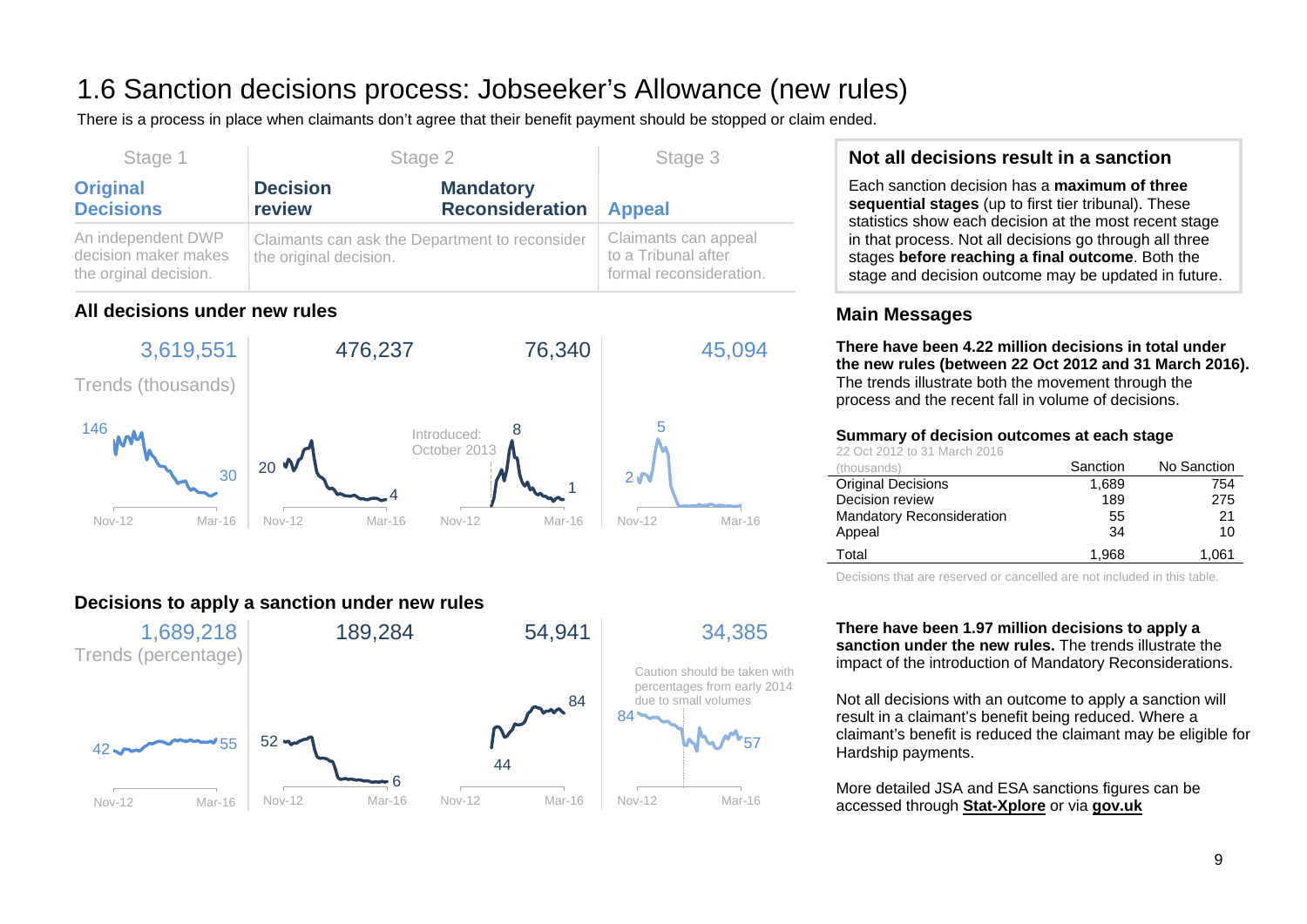# 1.6 Sanction decisions process: Jobseeker's Allowance (new rules)

There is a process in place when claimants don't agree that their benefit payment should be stopped or claim ended.

| Stage 1 | Stage 2 | | Stage 3 |
|---|---|---|---|
| **Original Decisions** | **Decision review** | **Mandatory Reconsideration** | **Appeal** |
| An independent DWP decision maker makes the orginal decision. | Claimants can ask the Department to reconsider the original decision. | | Claimants can appeal to a Tribunal after formal reconsideration. |

## All decisions under new rules

| | Original Decisions | Decision review | Mandatory Reconsideration | Appeal |
|---|---|---|---|---|
| Total | 3,619,551 | 476,237 | 76,340 | 45,094 |
| Trends (thousands) | 146 → 30 | 20 → 4 | 8 → 1 | 2 → 5 |

Introduced: October 2013

Nov-12 – Mar-16

## Decisions to apply a sanction under new rules

| | Original Decisions | Decision review | Mandatory Reconsideration | Appeal |
|---|---|---|---|---|
| Total | 1,689,218 | 189,284 | 54,941 | 34,385 |
| Trends (percentage) | 42 → 55 | 52 → 6 | 44 → 84 | 84 → 57 |

Caution should be taken with percentages from early 2014 due to small volumes

Nov-12 – Mar-16

## Not all decisions result in a sanction

Each sanction decision has a **maximum of three sequential stages** (up to first tier tribunal). These statistics show each decision at the most recent stage in that process. Not all decisions go through all three stages **before reaching a final outcome**. Both the stage and decision outcome may be updated in future.

## Main Messages

**There have been 4.22 million decisions in total under the new rules (between 22 Oct 2012 and 31 March 2016).** The trends illustrate both the movement through the process and the recent fall in volume of decisions.

**Summary of decision outcomes at each stage**

22 Oct 2012 to 31 March 2016

| (thousands) | Sanction | No Sanction |
|---|---|---|
| Original Decisions | 1,689 | 754 |
| Decision review | 189 | 275 |
| Mandatory Reconsideration | 55 | 21 |
| Appeal | 34 | 10 |
| Total | 1,968 | 1,061 |

Decisions that are reserved or cancelled are not included in this table.

**There have been 1.97 million decisions to apply a sanction under the new rules.** The trends illustrate the impact of the introduction of Mandatory Reconsiderations.

Not all decisions with an outcome to apply a sanction will result in a claimant's benefit being reduced. Where a claimant's benefit is reduced the claimant may be eligible for Hardship payments.

More detailed JSA and ESA sanctions figures can be accessed through **Stat-Xplore** or via **gov.uk**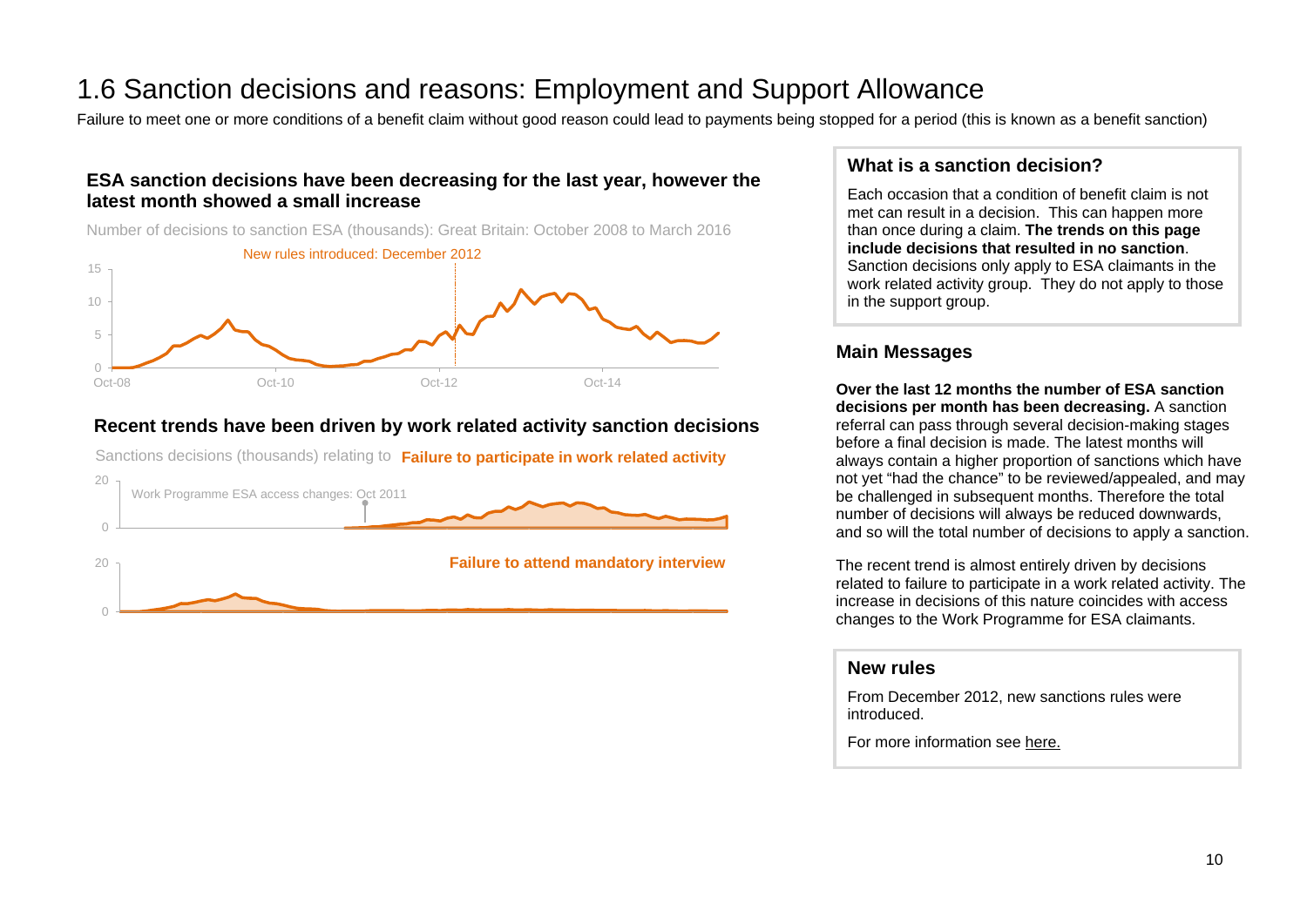# 1.6 Sanction decisions and reasons: Employment and Support Allowance

Failure to meet one or more conditions of a benefit claim without good reason could lead to payments being stopped for a period (this is known as a benefit sanction)

### ESA sanction decisions have been decreasing for the last year, however the latest month showed a small increase

Number of decisions to sanction ESA (thousands): Great Britain: October 2008 to March 2016

New rules introduced: December 2012

### Recent trends have been driven by work related activity sanction decisions

Sanctions decisions (thousands) relating to **Failure to participate in work related activity**

Work Programme ESA access changes: Oct 2011

**Failure to attend mandatory interview**

### What is a sanction decision?

Each occasion that a condition of benefit claim is not met can result in a decision. This can happen more than once during a claim. **The trends on this page include decisions that resulted in no sanction**. Sanction decisions only apply to ESA claimants in the work related activity group. They do not apply to those in the support group.

### Main Messages

**Over the last 12 months the number of ESA sanction decisions per month has been decreasing.** A sanction referral can pass through several decision-making stages before a final decision is made. The latest months will always contain a higher proportion of sanctions which have not yet "had the chance" to be reviewed/appealed, and may be challenged in subsequent months. Therefore the total number of decisions will always be reduced downwards, and so will the total number of decisions to apply a sanction.

The recent trend is almost entirely driven by decisions related to failure to participate in a work related activity. The increase in decisions of this nature coincides with access changes to the Work Programme for ESA claimants.

### New rules

From December 2012, new sanctions rules were introduced.

For more information see here.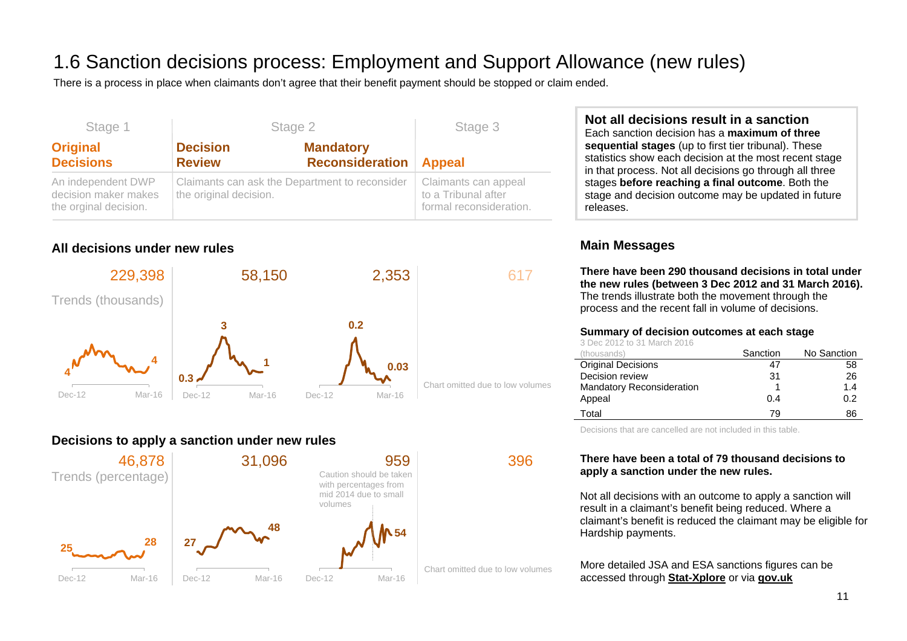# 1.6 Sanction decisions process: Employment and Support Allowance (new rules)

There is a process in place when claimants don't agree that their benefit payment should be stopped or claim ended.

| Stage 1 | Stage 2 | | Stage 3 |
|---|---|---|---|
| **Original Decisions** | **Decision Review** | **Mandatory Reconsideration** | **Appeal** |
| An independent DWP decision maker makes the orginal decision. | Claimants can ask the Department to reconsider the original decision. | | Claimants can appeal to a Tribunal after formal reconsideration. |

### All decisions under new rules

| | Original Decisions | Decision Review | Mandatory Reconsideration | Appeal |
|---|---|---|---|---|
| Total | 229,398 | 58,150 | 2,353 | 617 |
| Trends (thousands), Dec-12 to Mar-16 | 4 → 4 | 0.3 → 3 → 1 | 0.2 → 0.03 | Chart omitted due to low volumes |

### Decisions to apply a sanction under new rules

| | Original Decisions | Decision Review | Mandatory Reconsideration | Appeal |
|---|---|---|---|---|
| Total | 46,878 | 31,096 | 959 | 396 |
| Trends (percentage), Dec-12 to Mar-16 | 25 → 28 | 27 → 48 | 54 | Chart omitted due to low volumes |

Caution should be taken with percentages from mid 2014 due to small volumes

**Not all decisions result in a sanction**

Each sanction decision has a **maximum of three sequential stages** (up to first tier tribunal). These statistics show each decision at the most recent stage in that process. Not all decisions go through all three stages **before reaching a final outcome**. Both the stage and decision outcome may be updated in future releases.

## Main Messages

**There have been 290 thousand decisions in total under the new rules (between 3 Dec 2012 and 31 March 2016).** The trends illustrate both the movement through the process and the recent fall in volume of decisions.

**Summary of decision outcomes at each stage**

3 Dec 2012 to 31 March 2016

| (thousands) | Sanction | No Sanction |
|---|---|---|
| Original Decisions | 47 | 58 |
| Decision review | 31 | 26 |
| Mandatory Reconsideration | 1 | 1.4 |
| Appeal | 0.4 | 0.2 |
| Total | 79 | 86 |

Decisions that are cancelled are not included in this table.

**There have been a total of 79 thousand decisions to apply a sanction under the new rules.**

Not all decisions with an outcome to apply a sanction will result in a claimant's benefit being reduced. Where a claimant's benefit is reduced the claimant may be eligible for Hardship payments.

More detailed JSA and ESA sanctions figures can be accessed through **Stat-Xplore** or via **gov.uk**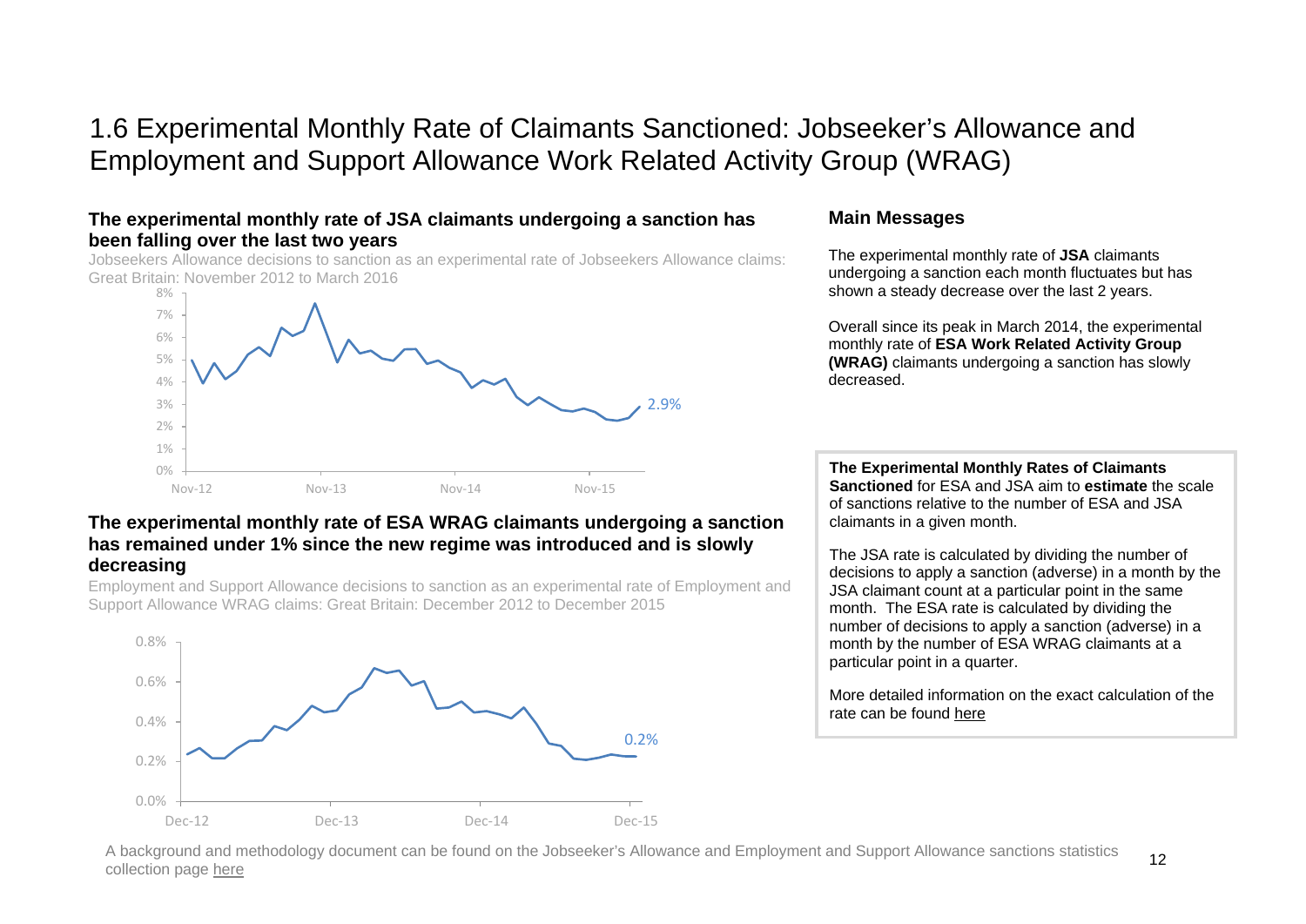# 1.6 Experimental Monthly Rate of Claimants Sanctioned: Jobseeker's Allowance and Employment and Support Allowance Work Related Activity Group (WRAG)

### The experimental monthly rate of JSA claimants undergoing a sanction has been falling over the last two years

Jobseekers Allowance decisions to sanction as an experimental rate of Jobseekers Allowance claims: Great Britain: November 2012 to March 2016

### The experimental monthly rate of ESA WRAG claimants undergoing a sanction has remained under 1% since the new regime was introduced and is slowly decreasing

Employment and Support Allowance decisions to sanction as an experimental rate of Employment and Support Allowance WRAG claims: Great Britain: December 2012 to December 2015

### Main Messages

The experimental monthly rate of **JSA** claimants undergoing a sanction each month fluctuates but has shown a steady decrease over the last 2 years.

Overall since its peak in March 2014, the experimental monthly rate of **ESA Work Related Activity Group (WRAG)** claimants undergoing a sanction has slowly decreased.

**The Experimental Monthly Rates of Claimants Sanctioned** for ESA and JSA aim to **estimate** the scale of sanctions relative to the number of ESA and JSA claimants in a given month.

The JSA rate is calculated by dividing the number of decisions to apply a sanction (adverse) in a month by the JSA claimant count at a particular point in the same month. The ESA rate is calculated by dividing the number of decisions to apply a sanction (adverse) in a month by the number of ESA WRAG claimants at a particular point in a quarter.

More detailed information on the exact calculation of the rate can be found here

A background and methodology document can be found on the Jobseeker's Allowance and Employment and Support Allowance sanctions statistics collection page here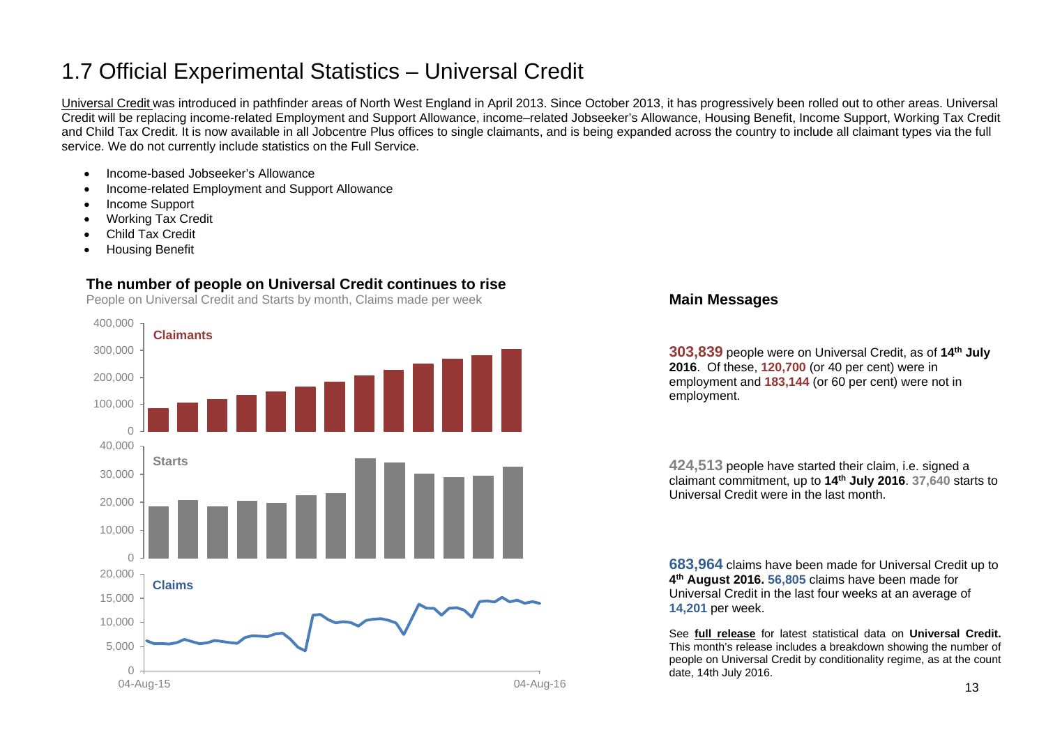# 1.7 Official Experimental Statistics – Universal Credit

Universal Credit was introduced in pathfinder areas of North West England in April 2013. Since October 2013, it has progressively been rolled out to other areas. Universal Credit will be replacing income-related Employment and Support Allowance, income–related Jobseeker's Allowance, Housing Benefit, Income Support, Working Tax Credit and Child Tax Credit. It is now available in all Jobcentre Plus offices to single claimants, and is being expanded across the country to include all claimant types via the full service. We do not currently include statistics on the Full Service.

- Income-based Jobseeker's Allowance
- Income-related Employment and Support Allowance
- Income Support
- Working Tax Credit
- Child Tax Credit
- Housing Benefit

**The number of people on Universal Credit continues to rise**

People on Universal Credit and Starts by month, Claims made per week

## Main Messages

**303,839** people were on Universal Credit, as of **14th July 2016**. Of these, **120,700** (or 40 per cent) were in employment and **183,144** (or 60 per cent) were not in employment.

**424,513** people have started their claim, i.e. signed a claimant commitment, up to **14th July 2016**. **37,640** starts to Universal Credit were in the last month.

**683,964** claims have been made for Universal Credit up to **4th August 2016. 56,805** claims have been made for Universal Credit in the last four weeks at an average of **14,201** per week.

See **full release** for latest statistical data on **Universal Credit.** This month's release includes a breakdown showing the number of people on Universal Credit by conditionality regime, as at the count date, 14th July 2016.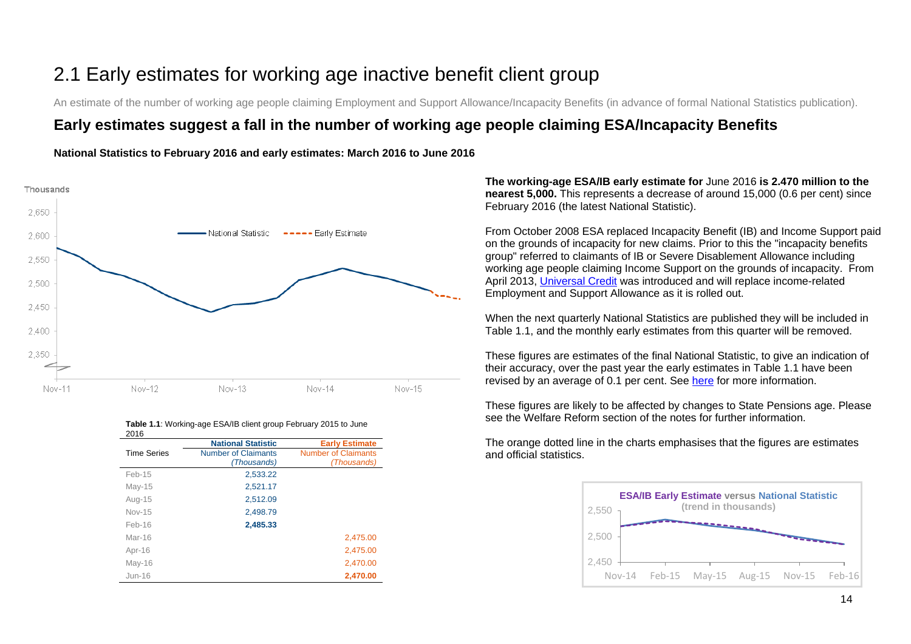# 2.1 Early estimates for working age inactive benefit client group

An estimate of the number of working age people claiming Employment and Support Allowance/Incapacity Benefits (in advance of formal National Statistics publication).

## Early estimates suggest a fall in the number of working age people claiming ESA/Incapacity Benefits

**National Statistics to February 2016 and early estimates: March 2016 to June 2016**

**Table 1.1**: Working-age ESA/IB client group February 2015 to June 2016

| Time Series | National Statistic<br>Number of Claimants *(Thousands)* | Early Estimate<br>Number of Claimants *(Thousands)* |
|---|---|---|
| Feb-15 | 2,533.22 | |
| May-15 | 2,521.17 | |
| Aug-15 | 2,512.09 | |
| Nov-15 | 2,498.79 | |
| Feb-16 | **2,485.33** | |
| Mar-16 | | 2,475.00 |
| Apr-16 | | 2,475.00 |
| May-16 | | 2,470.00 |
| Jun-16 | | **2,470.00** |

**The working-age ESA/IB early estimate for** June 2016 **is 2.470 million to the nearest 5,000.** This represents a decrease of around 15,000 (0.6 per cent) since February 2016 (the latest National Statistic).

From October 2008 ESA replaced Incapacity Benefit (IB) and Income Support paid on the grounds of incapacity for new claims. Prior to this the "incapacity benefits group" referred to claimants of IB or Severe Disablement Allowance including working age people claiming Income Support on the grounds of incapacity. From April 2013, Universal Credit was introduced and will replace income-related Employment and Support Allowance as it is rolled out.

When the next quarterly National Statistics are published they will be included in Table 1.1, and the monthly early estimates from this quarter will be removed.

These figures are estimates of the final National Statistic, to give an indication of their accuracy, over the past year the early estimates in Table 1.1 have been revised by an average of 0.1 per cent. See here for more information.

These figures are likely to be affected by changes to State Pensions age. Please see the Welfare Reform section of the notes for further information.

The orange dotted line in the charts emphasises that the figures are estimates and official statistics.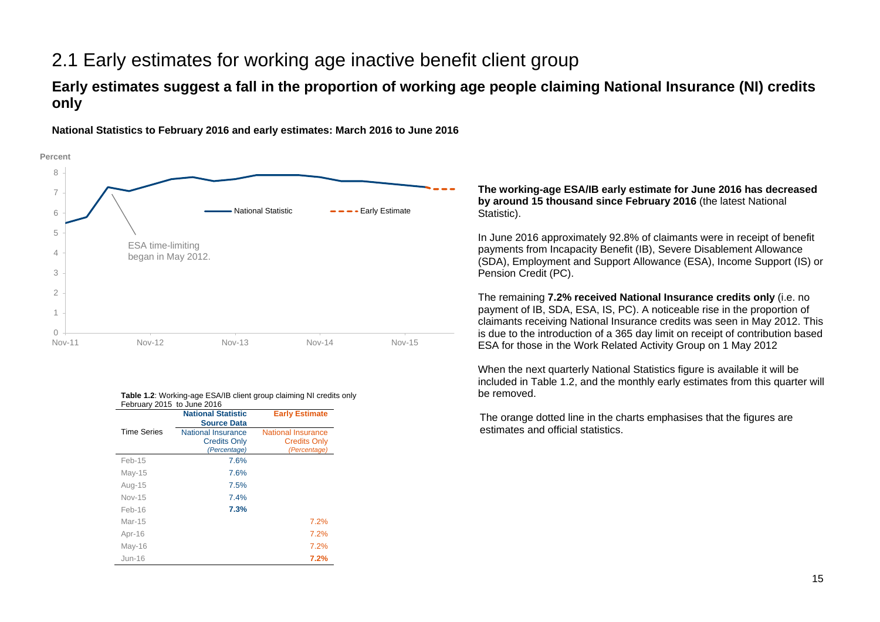## 2.1 Early estimates for working age inactive benefit client group

### Early estimates suggest a fall in the proportion of working age people claiming National Insurance (NI) credits only

**National Statistics to February 2016 and early estimates: March 2016 to June 2016**

**The working-age ESA/IB early estimate for June 2016 has decreased by around 15 thousand since February 2016** (the latest National Statistic).

In June 2016 approximately 92.8% of claimants were in receipt of benefit payments from Incapacity Benefit (IB), Severe Disablement Allowance (SDA), Employment and Support Allowance (ESA), Income Support (IS) or Pension Credit (PC).

The remaining **7.2% received National Insurance credits only** (i.e. no payment of IB, SDA, ESA, IS, PC). A noticeable rise in the proportion of claimants receiving National Insurance credits was seen in May 2012. This is due to the introduction of a 365 day limit on receipt of contribution based ESA for those in the Work Related Activity Group on 1 May 2012

When the next quarterly National Statistics figure is available it will be included in Table 1.2, and the monthly early estimates from this quarter will be removed.

The orange dotted line in the charts emphasises that the figures are estimates and official statistics.

**Table 1.2**: Working-age ESA/IB client group claiming NI credits only February 2015 to June 2016

| Time Series | National Statistic Source Data: National Insurance Credits Only *(Percentage)* | Early Estimate: National Insurance Credits Only *(Percentage)* |
|---|---|---|
| Feb-15 | 7.6% | |
| May-15 | 7.6% | |
| Aug-15 | 7.5% | |
| Nov-15 | 7.4% | |
| Feb-16 | **7.3%** | |
| Mar-15 | | 7.2% |
| Apr-16 | | 7.2% |
| May-16 | | 7.2% |
| Jun-16 | | **7.2%** |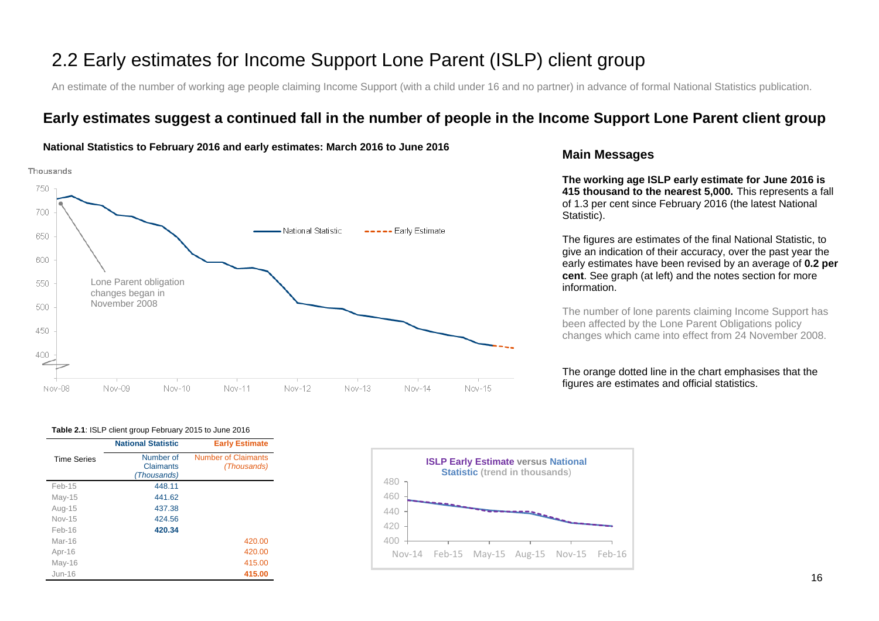# 2.2 Early estimates for Income Support Lone Parent (ISLP) client group

An estimate of the number of working age people claiming Income Support (with a child under 16 and no partner) in advance of formal National Statistics publication.

## Early estimates suggest a continued fall in the number of people in the Income Support Lone Parent client group

**National Statistics to February 2016 and early estimates: March 2016 to June 2016**

## Main Messages

**The working age ISLP early estimate for June 2016 is 415 thousand to the nearest 5,000.** This represents a fall of 1.3 per cent since February 2016 (the latest National Statistic).

The figures are estimates of the final National Statistic, to give an indication of their accuracy, over the past year the early estimates have been revised by an average of **0.2 per cent**. See graph (at left) and the notes section for more information.

The number of lone parents claiming Income Support has been affected by the Lone Parent Obligations policy changes which came into effect from 24 November 2008.

The orange dotted line in the chart emphasises that the figures are estimates and official statistics.

**Table 2.1**: ISLP client group February 2015 to June 2016

| Time Series | National Statistic<br>Number of Claimants *(Thousands)* | Early Estimate<br>Number of Claimants *(Thousands)* |
|---|---|---|
| Feb-15 | 448.11 | |
| May-15 | 441.62 | |
| Aug-15 | 437.38 | |
| Nov-15 | 424.56 | |
| Feb-16 | **420.34** | |
| Mar-16 | | 420.00 |
| Apr-16 | | 420.00 |
| May-16 | | 415.00 |
| Jun-16 | | **415.00** |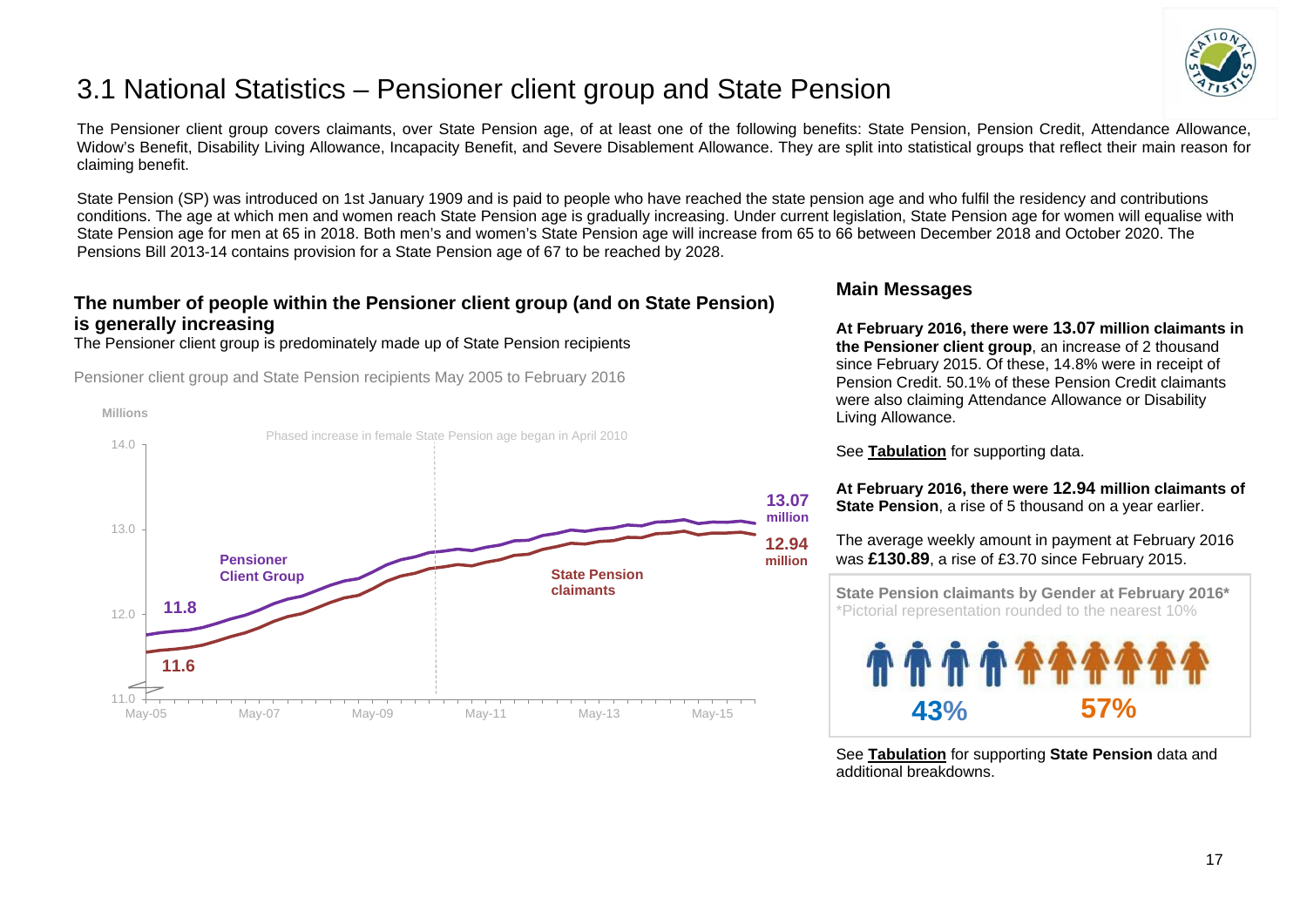# 3.1 National Statistics – Pensioner client group and State Pension

The Pensioner client group covers claimants, over State Pension age, of at least one of the following benefits: State Pension, Pension Credit, Attendance Allowance, Widow's Benefit, Disability Living Allowance, Incapacity Benefit, and Severe Disablement Allowance. They are split into statistical groups that reflect their main reason for claiming benefit.

State Pension (SP) was introduced on 1st January 1909 and is paid to people who have reached the state pension age and who fulfil the residency and contributions conditions. The age at which men and women reach State Pension age is gradually increasing. Under current legislation, State Pension age for women will equalise with State Pension age for men at 65 in 2018. Both men's and women's State Pension age will increase from 65 to 66 between December 2018 and October 2020. The Pensions Bill 2013-14 contains provision for a State Pension age of 67 to be reached by 2028.

## The number of people within the Pensioner client group (and on State Pension) is generally increasing

The Pensioner client group is predominately made up of State Pension recipients

Pensioner client group and State Pension recipients May 2005 to February 2016

Millions

Phased increase in female State Pension age began in April 2010

Pensioner Client Group: 11.8 (May-05) to 13.07 million (Feb-16)

State Pension claimants: 11.6 (May-05) to 12.94 million (Feb-16)

## Main Messages

**At February 2016, there were 13.07 million claimants in the Pensioner client group**, an increase of 2 thousand since February 2015. Of these, 14.8% were in receipt of Pension Credit. 50.1% of these Pension Credit claimants were also claiming Attendance Allowance or Disability Living Allowance.

See **Tabulation** for supporting data.

**At February 2016, there were 12.94 million claimants of State Pension**, a rise of 5 thousand on a year earlier.

The average weekly amount in payment at February 2016 was **£130.89**, a rise of £3.70 since February 2015.

**State Pension claimants by Gender at February 2016***

*Pictorial representation rounded to the nearest 10%

43% (men) 57% (women)

See **Tabulation** for supporting **State Pension** data and additional breakdowns.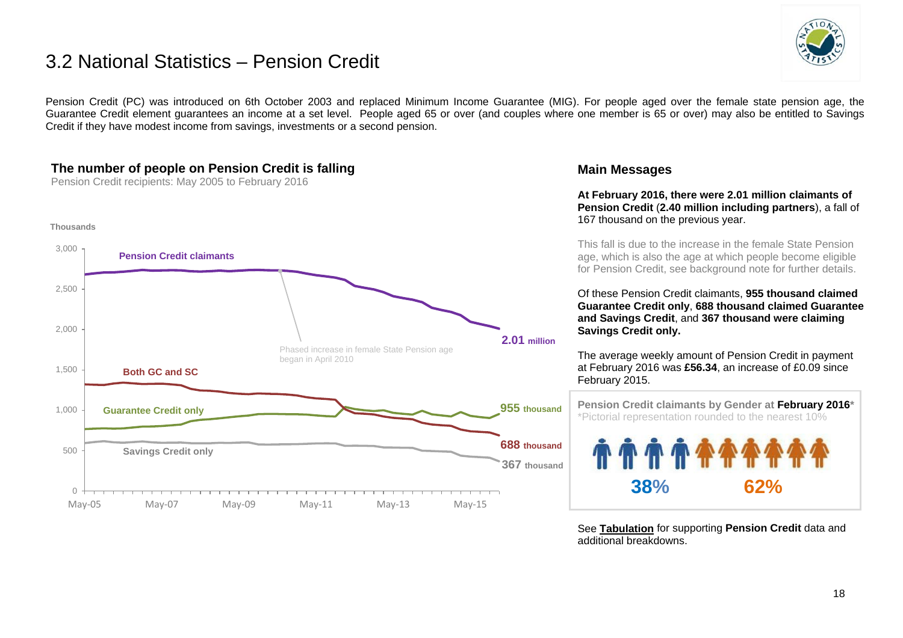# 3.2 National Statistics – Pension Credit

Pension Credit (PC) was introduced on 6th October 2003 and replaced Minimum Income Guarantee (MIG). For people aged over the female state pension age, the Guarantee Credit element guarantees an income at a set level. People aged 65 or over (and couples where one member is 65 or over) may also be entitled to Savings Credit if they have modest income from savings, investments or a second pension.

### The number of people on Pension Credit is falling

Pension Credit recipients: May 2005 to February 2016

Thousands

Pension Credit claimants — 2.01 million

Both GC and SC — 688 thousand

Guarantee Credit only — 955 thousand

Savings Credit only — 367 thousand

Phased increase in female State Pension age began in April 2010

### Main Messages

**At February 2016, there were 2.01 million claimants of Pension Credit** (**2.40 million including partners**), a fall of 167 thousand on the previous year.

This fall is due to the increase in the female State Pension age, which is also the age at which people become eligible for Pension Credit, see background note for further details.

Of these Pension Credit claimants, **955 thousand claimed Guarantee Credit only**, **688 thousand claimed Guarantee and Savings Credit**, and **367 thousand were claiming Savings Credit only.**

The average weekly amount of Pension Credit in payment at February 2016 was **£56.34**, an increase of £0.09 since February 2015.

**Pension Credit claimants by Gender at February 2016***

*Pictorial representation rounded to the nearest 10%

**38%** **62%**

See **Tabulation** for supporting **Pension Credit** data and additional breakdowns.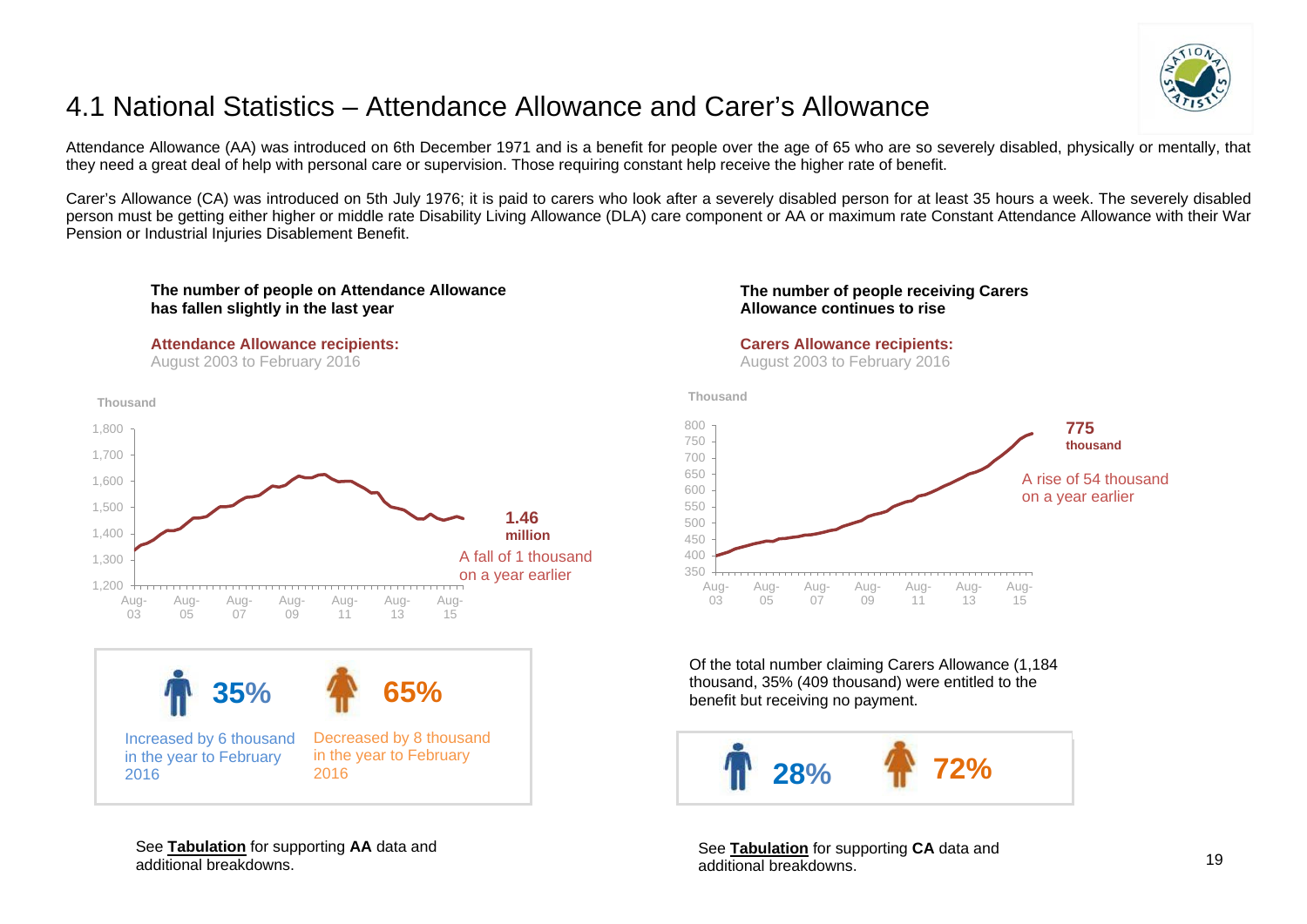# 4.1 National Statistics – Attendance Allowance and Carer's Allowance

Attendance Allowance (AA) was introduced on 6th December 1971 and is a benefit for people over the age of 65 who are so severely disabled, physically or mentally, that they need a great deal of help with personal care or supervision. Those requiring constant help receive the higher rate of benefit.

Carer's Allowance (CA) was introduced on 5th July 1976; it is paid to carers who look after a severely disabled person for at least 35 hours a week. The severely disabled person must be getting either higher or middle rate Disability Living Allowance (DLA) care component or AA or maximum rate Constant Attendance Allowance with their War Pension or Industrial Injuries Disablement Benefit.

**The number of people on Attendance Allowance has fallen slightly in the last year**

**Attendance Allowance recipients:**
August 2003 to February 2016

Thousand

**1.46 million**
A fall of 1 thousand on a year earlier

**35%** Increased by 6 thousand in the year to February 2016

**65%** Decreased by 8 thousand in the year to February 2016

See **Tabulation** for supporting **AA** data and additional breakdowns.

**The number of people receiving Carers Allowance continues to rise**

**Carers Allowance recipients:**
August 2003 to February 2016

Thousand

**775 thousand**
A rise of 54 thousand on a year earlier

Of the total number claiming Carers Allowance (1,184 thousand, 35% (409 thousand) were entitled to the benefit but receiving no payment.

**28%** **72%**

See **Tabulation** for supporting **CA** data and additional breakdowns.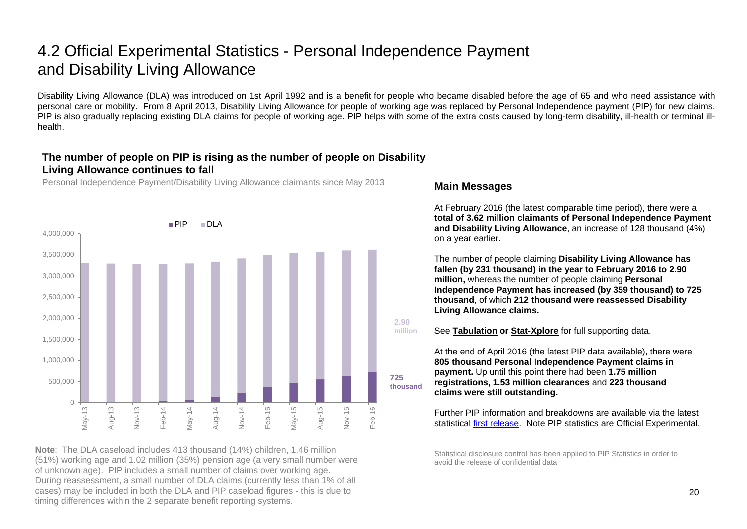# 4.2 Official Experimental Statistics - Personal Independence Payment and Disability Living Allowance

Disability Living Allowance (DLA) was introduced on 1st April 1992 and is a benefit for people who became disabled before the age of 65 and who need assistance with personal care or mobility. From 8 April 2013, Disability Living Allowance for people of working age was replaced by Personal Independence payment (PIP) for new claims. PIP is also gradually replacing existing DLA claims for people of working age. PIP helps with some of the extra costs caused by long-term disability, ill-health or terminal ill-health.

### The number of people on PIP is rising as the number of people on Disability Living Allowance continues to fall

Personal Independence Payment/Disability Living Allowance claimants since May 2013

**Note**: The DLA caseload includes 413 thousand (14%) children, 1.46 million (51%) working age and 1.02 million (35%) pension age (a very small number were of unknown age). PIP includes a small number of claims over working age. During reassessment, a small number of DLA claims (currently less than 1% of all cases) may be included in both the DLA and PIP caseload figures - this is due to timing differences within the 2 separate benefit reporting systems.

### Main Messages

At February 2016 (the latest comparable time period), there were a **total of 3.62 million claimants of Personal Independence Payment and Disability Living Allowance**, an increase of 128 thousand (4%) on a year earlier.

The number of people claiming **Disability Living Allowance has fallen (by 231 thousand) in the year to February 2016 to 2.90 million,** whereas the number of people claiming **Personal Independence Payment has increased (by 359 thousand) to 725 thousand**, of which **212 thousand were reassessed Disability Living Allowance claims.**

See **Tabulation or Stat-Xplore** for full supporting data.

At the end of April 2016 (the latest PIP data available), there were **805 thousand Personal Independence Payment claims in payment.** Up until this point there had been **1.75 million registrations, 1.53 million clearances** and **223 thousand claims were still outstanding.**

Further PIP information and breakdowns are available via the latest statistical first release. Note PIP statistics are Official Experimental.

Statistical disclosure control has been applied to PIP Statistics in order to avoid the release of confidential data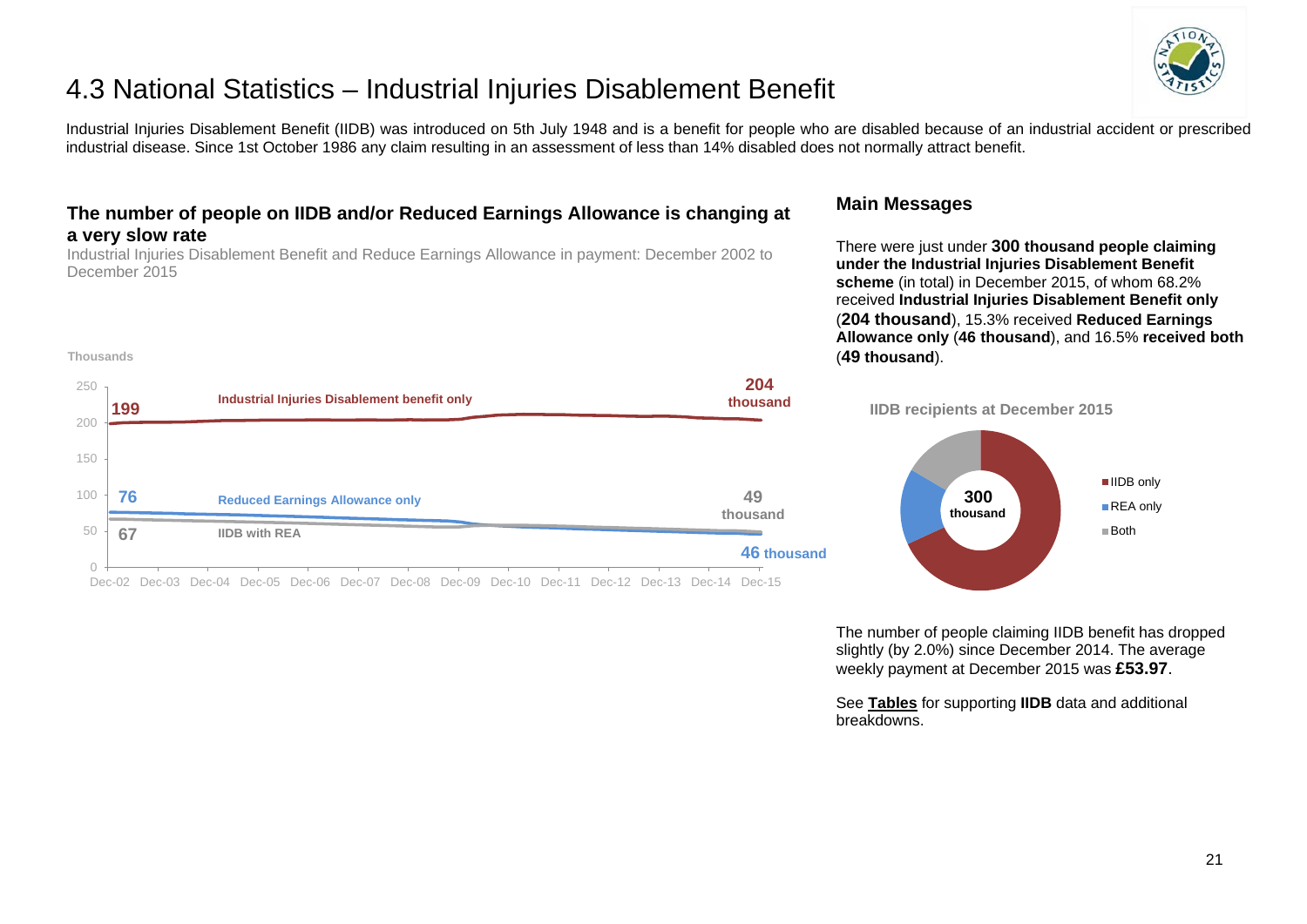# 4.3 National Statistics – Industrial Injuries Disablement Benefit

Industrial Injuries Disablement Benefit (IIDB) was introduced on 5th July 1948 and is a benefit for people who are disabled because of an industrial accident or prescribed industrial disease. Since 1st October 1986 any claim resulting in an assessment of less than 14% disabled does not normally attract benefit.

### The number of people on IIDB and/or Reduced Earnings Allowance is changing at a very slow rate

Industrial Injuries Disablement Benefit and Reduce Earnings Allowance in payment: December 2002 to December 2015

Thousands

- Industrial Injuries Disablement benefit only: 199 (Dec-02) → 204 thousand (Dec-15)
- Reduced Earnings Allowance only: 76 (Dec-02) → 46 thousand (Dec-15)
- IIDB with REA: 67 (Dec-02) → 49 thousand (Dec-15)

## Main Messages

There were just under **300 thousand people claiming under the Industrial Injuries Disablement Benefit scheme** (in total) in December 2015, of whom 68.2% received **Industrial Injuries Disablement Benefit only** (**204 thousand**), 15.3% received **Reduced Earnings Allowance only** (**46 thousand**), and 16.5% **received both** (**49 thousand**).

**IIDB recipients at December 2015**

300 thousand

- IIDB only
- REA only
- Both

The number of people claiming IIDB benefit has dropped slightly (by 2.0%) since December 2014. The average weekly payment at December 2015 was **£53.97**.

See **Tables** for supporting **IIDB** data and additional breakdowns.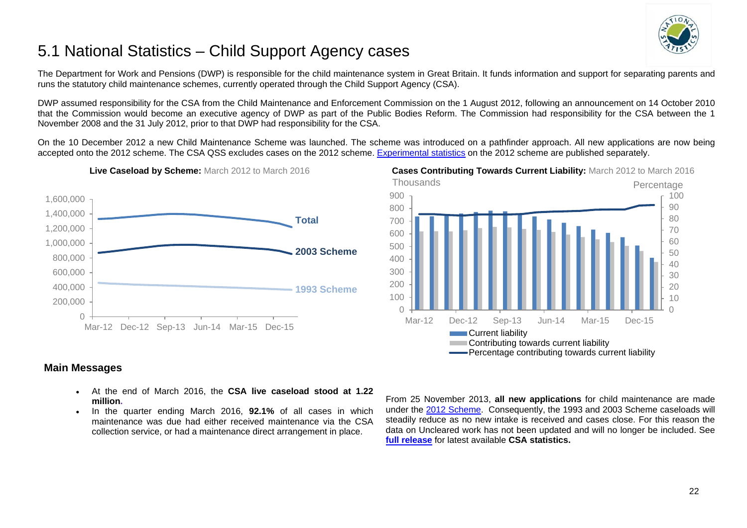# 5.1 National Statistics – Child Support Agency cases

The Department for Work and Pensions (DWP) is responsible for the child maintenance system in Great Britain. It funds information and support for separating parents and runs the statutory child maintenance schemes, currently operated through the Child Support Agency (CSA).

DWP assumed responsibility for the CSA from the Child Maintenance and Enforcement Commission on the 1 August 2012, following an announcement on 14 October 2010 that the Commission would become an executive agency of DWP as part of the Public Bodies Reform. The Commission had responsibility for the CSA between the 1 November 2008 and the 31 July 2012, prior to that DWP had responsibility for the CSA.

On the 10 December 2012 a new Child Maintenance Scheme was launched. The scheme was introduced on a pathfinder approach. All new applications are now being accepted onto the 2012 scheme. The CSA QSS excludes cases on the 2012 scheme. Experimental statistics on the 2012 scheme are published separately.

**Live Caseload by Scheme:** March 2012 to March 2016

**Cases Contributing Towards Current Liability:** March 2012 to March 2016

## Main Messages

- At the end of March 2016, the **CSA live caseload stood at 1.22 million.**
- In the quarter ending March 2016, **92.1%** of all cases in which maintenance was due had either received maintenance via the CSA collection service, or had a maintenance direct arrangement in place.

From 25 November 2013, **all new applications** for child maintenance are made under the 2012 Scheme. Consequently, the 1993 and 2003 Scheme caseloads will steadily reduce as no new intake is received and cases close. For this reason the data on Uncleared work has not been updated and will no longer be included. See **full release** for latest available **CSA statistics.**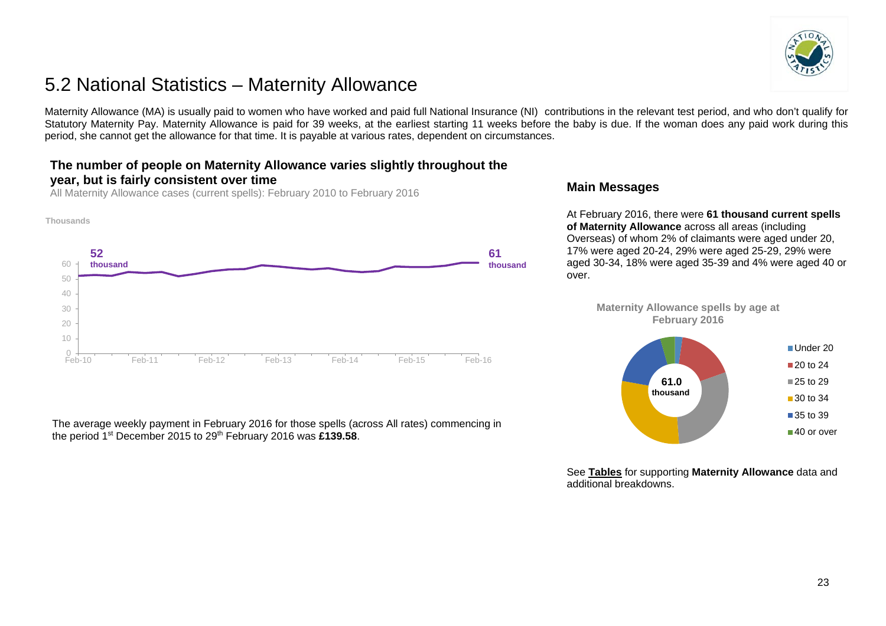# 5.2 National Statistics – Maternity Allowance

Maternity Allowance (MA) is usually paid to women who have worked and paid full National Insurance (NI) contributions in the relevant test period, and who don't qualify for Statutory Maternity Pay. Maternity Allowance is paid for 39 weeks, at the earliest starting 11 weeks before the baby is due. If the woman does any paid work during this period, she cannot get the allowance for that time. It is payable at various rates, dependent on circumstances.

### The number of people on Maternity Allowance varies slightly throughout the year, but is fairly consistent over time

All Maternity Allowance cases (current spells): February 2010 to February 2016

Thousands

52 thousand

61 thousand

The average weekly payment in February 2016 for those spells (across All rates) commencing in the period 1st December 2015 to 29th February 2016 was **£139.58**.

### Main Messages

At February 2016, there were **61 thousand current spells of Maternity Allowance** across all areas (including Overseas) of whom 2% of claimants were aged under 20, 17% were aged 20-24, 29% were aged 25-29, 29% were aged 30-34, 18% were aged 35-39 and 4% were aged 40 or over.

**Maternity Allowance spells by age at February 2016**

61.0 thousand

- Under 20
- 20 to 24
- 25 to 29
- 30 to 34
- 35 to 39
- 40 or over

See **Tables** for supporting **Maternity Allowance** data and additional breakdowns.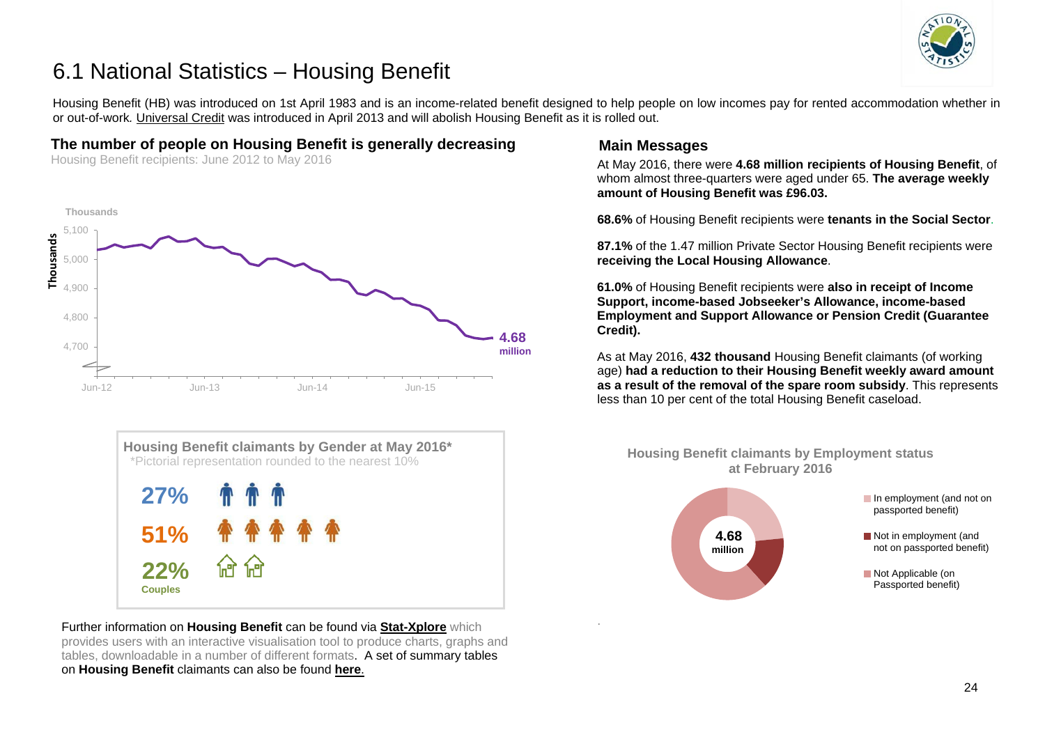# 6.1 National Statistics – Housing Benefit

Housing Benefit (HB) was introduced on 1st April 1983 and is an income-related benefit designed to help people on low incomes pay for rented accommodation whether in or out-of-work. Universal Credit was introduced in April 2013 and will abolish Housing Benefit as it is rolled out.

## The number of people on Housing Benefit is generally decreasing

Housing Benefit recipients: June 2012 to May 2016

Thousands

4.68 million

## Main Messages

At May 2016, there were **4.68 million recipients of Housing Benefit**, of whom almost three-quarters were aged under 65. **The average weekly amount of Housing Benefit was £96.03.**

**68.6%** of Housing Benefit recipients were **tenants in the Social Sector**.

**87.1%** of the 1.47 million Private Sector Housing Benefit recipients were **receiving the Local Housing Allowance**.

**61.0%** of Housing Benefit recipients were **also in receipt of Income Support, income-based Jobseeker's Allowance, income-based Employment and Support Allowance or Pension Credit (Guarantee Credit).**

As at May 2016, **432 thousand** Housing Benefit claimants (of working age) **had a reduction to their Housing Benefit weekly award amount as a result of the removal of the spare room subsidy**. This represents less than 10 per cent of the total Housing Benefit caseload.

### Housing Benefit claimants by Gender at May 2016*

*Pictorial representation rounded to the nearest 10%

- 27%
- 51%
- 22% Couples

### Housing Benefit claimants by Employment status at February 2016

4.68 million

- In employment (and not on passported benefit)
- Not in employment (and not on passported benefit)
- Not Applicable (on Passported benefit)

Further information on **Housing Benefit** can be found via **Stat-Xplore** which provides users with an interactive visualisation tool to produce charts, graphs and tables, downloadable in a number of different formats. A set of summary tables on **Housing Benefit** claimants can also be found **here**.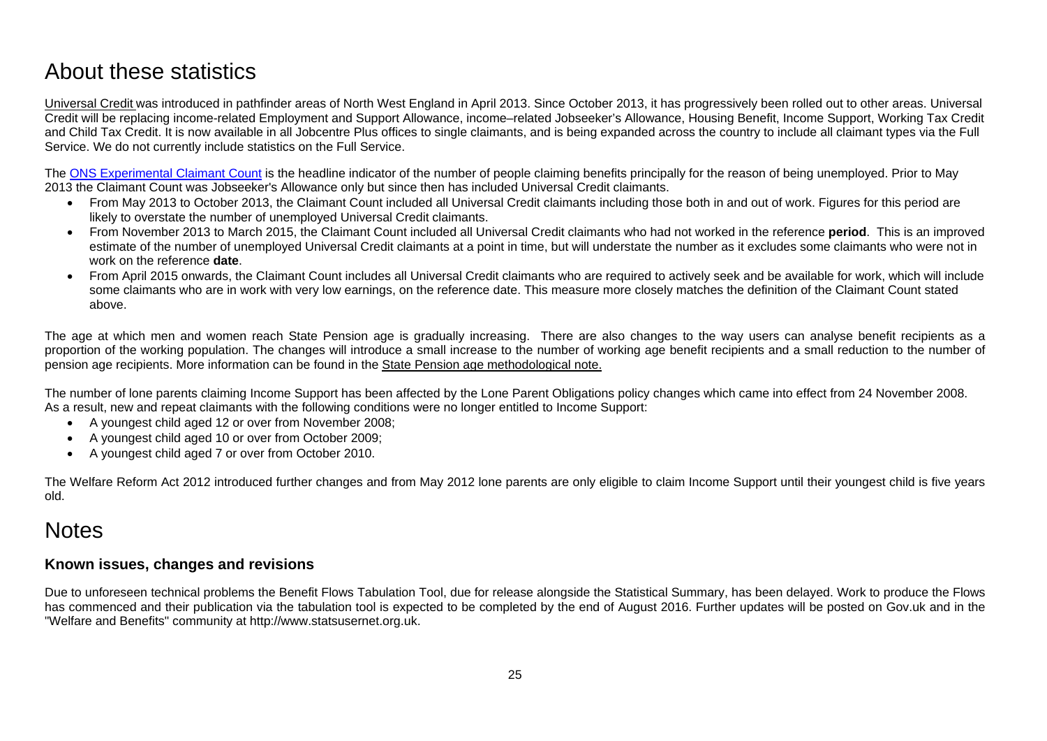# About these statistics

Universal Credit was introduced in pathfinder areas of North West England in April 2013. Since October 2013, it has progressively been rolled out to other areas. Universal Credit will be replacing income-related Employment and Support Allowance, income–related Jobseeker's Allowance, Housing Benefit, Income Support, Working Tax Credit and Child Tax Credit. It is now available in all Jobcentre Plus offices to single claimants, and is being expanded across the country to include all claimant types via the Full Service. We do not currently include statistics on the Full Service.

The ONS Experimental Claimant Count is the headline indicator of the number of people claiming benefits principally for the reason of being unemployed. Prior to May 2013 the Claimant Count was Jobseeker's Allowance only but since then has included Universal Credit claimants.

- From May 2013 to October 2013, the Claimant Count included all Universal Credit claimants including those both in and out of work. Figures for this period are likely to overstate the number of unemployed Universal Credit claimants.
- From November 2013 to March 2015, the Claimant Count included all Universal Credit claimants who had not worked in the reference **period**. This is an improved estimate of the number of unemployed Universal Credit claimants at a point in time, but will understate the number as it excludes some claimants who were not in work on the reference **date**.
- From April 2015 onwards, the Claimant Count includes all Universal Credit claimants who are required to actively seek and be available for work, which will include some claimants who are in work with very low earnings, on the reference date. This measure more closely matches the definition of the Claimant Count stated above.

The age at which men and women reach State Pension age is gradually increasing. There are also changes to the way users can analyse benefit recipients as a proportion of the working population. The changes will introduce a small increase to the number of working age benefit recipients and a small reduction to the number of pension age recipients. More information can be found in the State Pension age methodological note.

The number of lone parents claiming Income Support has been affected by the Lone Parent Obligations policy changes which came into effect from 24 November 2008. As a result, new and repeat claimants with the following conditions were no longer entitled to Income Support:

- A youngest child aged 12 or over from November 2008;
- A youngest child aged 10 or over from October 2009;
- A youngest child aged 7 or over from October 2010.

The Welfare Reform Act 2012 introduced further changes and from May 2012 lone parents are only eligible to claim Income Support until their youngest child is five years old.

# Notes

### Known issues, changes and revisions

Due to unforeseen technical problems the Benefit Flows Tabulation Tool, due for release alongside the Statistical Summary, has been delayed. Work to produce the Flows has commenced and their publication via the tabulation tool is expected to be completed by the end of August 2016. Further updates will be posted on Gov.uk and in the "Welfare and Benefits" community at http://www.statsusernet.org.uk.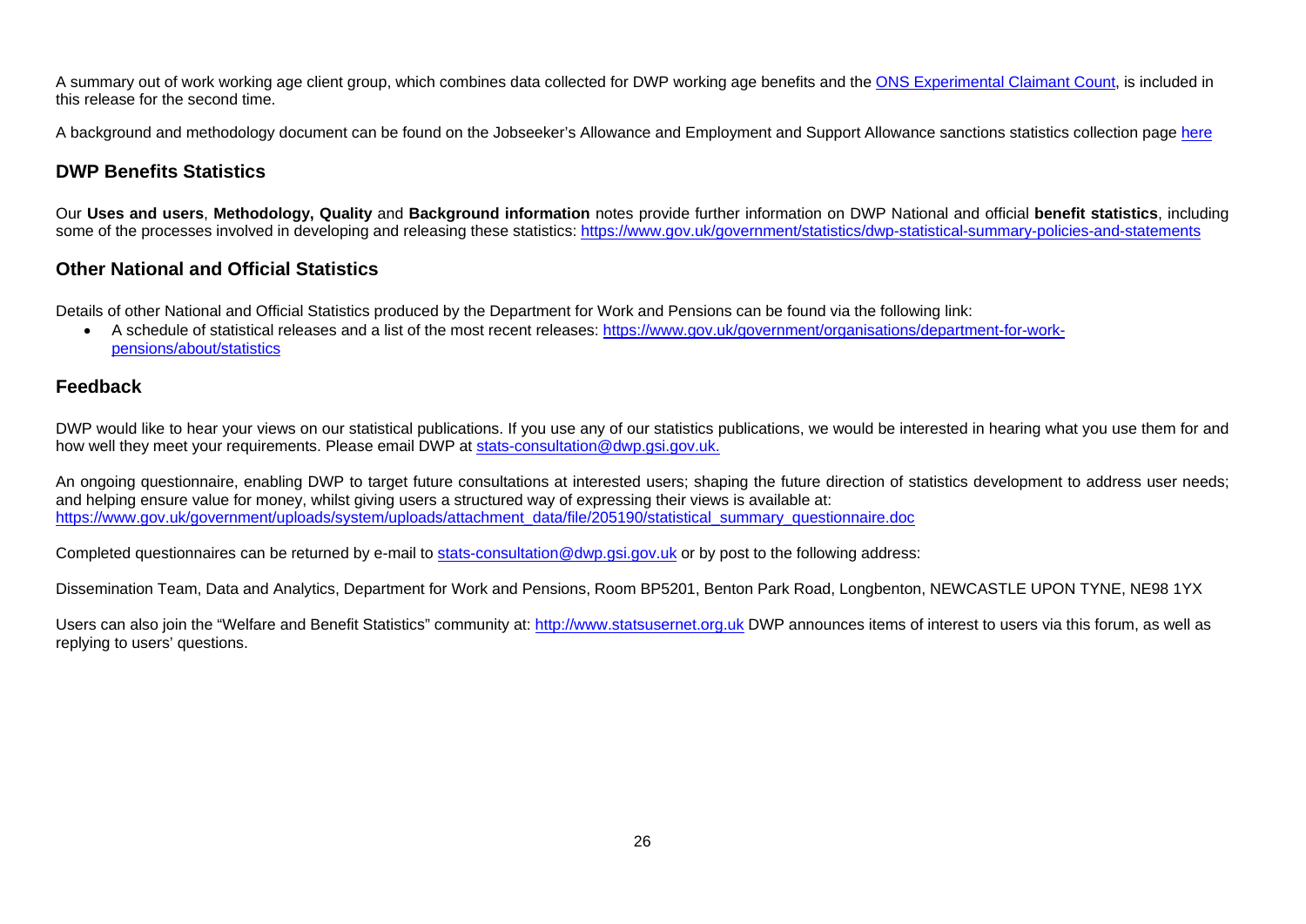A summary out of work working age client group, which combines data collected for DWP working age benefits and the [ONS Experimental Claimant Count](#), is included in this release for the second time.

A background and methodology document can be found on the Jobseeker's Allowance and Employment and Support Allowance sanctions statistics collection page [here](#)

## DWP Benefits Statistics

Our **Uses and users**, **Methodology, Quality** and **Background information** notes provide further information on DWP National and official **benefit statistics**, including some of the processes involved in developing and releasing these statistics: https://www.gov.uk/government/statistics/dwp-statistical-summary-policies-and-statements

## Other National and Official Statistics

Details of other National and Official Statistics produced by the Department for Work and Pensions can be found via the following link:

- A schedule of statistical releases and a list of the most recent releases: https://www.gov.uk/government/organisations/department-for-work-pensions/about/statistics

## Feedback

DWP would like to hear your views on our statistical publications. If you use any of our statistics publications, we would be interested in hearing what you use them for and how well they meet your requirements. Please email DWP at stats-consultation@dwp.gsi.gov.uk.

An ongoing questionnaire, enabling DWP to target future consultations at interested users; shaping the future direction of statistics development to address user needs; and helping ensure value for money, whilst giving users a structured way of expressing their views is available at: https://www.gov.uk/government/uploads/system/uploads/attachment_data/file/205190/statistical_summary_questionnaire.doc

Completed questionnaires can be returned by e-mail to stats-consultation@dwp.gsi.gov.uk or by post to the following address:

Dissemination Team, Data and Analytics, Department for Work and Pensions, Room BP5201, Benton Park Road, Longbenton, NEWCASTLE UPON TYNE, NE98 1YX

Users can also join the "Welfare and Benefit Statistics" community at: http://www.statsusernet.org.uk DWP announces items of interest to users via this forum, as well as replying to users' questions.